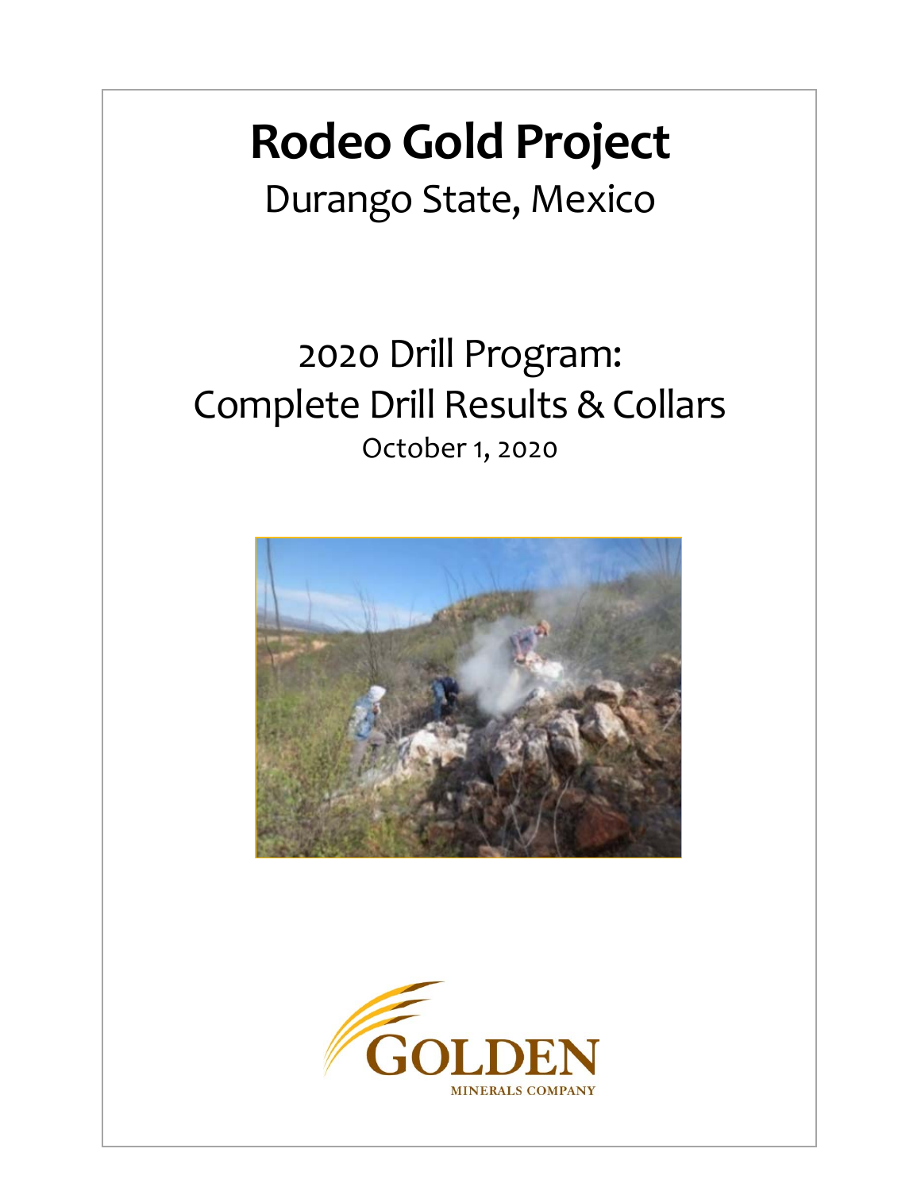# Rodeo Gold Project

Durango State, Mexico

2020 Drill Program:
Complete Drill Results & Collars

October 1, 2020

GOLDEN

MINERALS COMPANY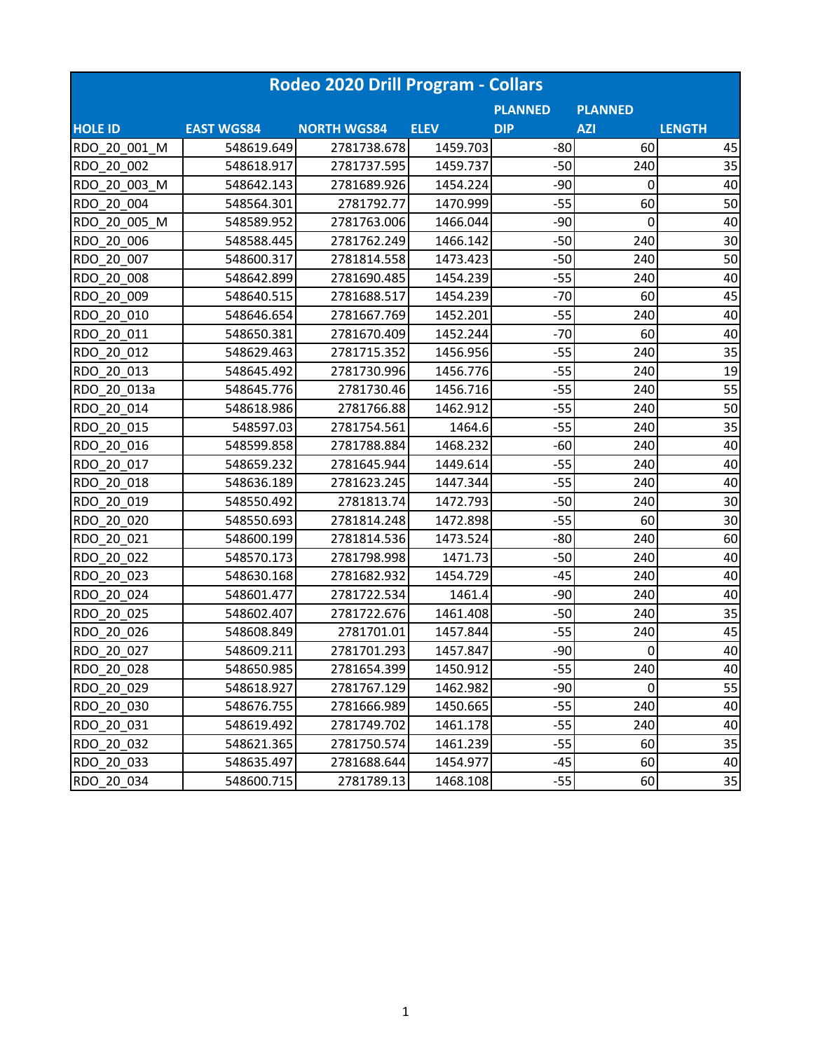| Rodeo 2020 Drill Program - Collars | | | | | | |
|---|---|---|---|---|---|---|
| HOLE ID | EAST WGS84 | NORTH WGS84 | ELEV | PLANNED DIP | PLANNED AZI | LENGTH |
| RDO_20_001_M | 548619.649 | 2781738.678 | 1459.703 | -80 | 60 | 45 |
| RDO_20_002 | 548618.917 | 2781737.595 | 1459.737 | -50 | 240 | 35 |
| RDO_20_003_M | 548642.143 | 2781689.926 | 1454.224 | -90 | 0 | 40 |
| RDO_20_004 | 548564.301 | 2781792.77 | 1470.999 | -55 | 60 | 50 |
| RDO_20_005_M | 548589.952 | 2781763.006 | 1466.044 | -90 | 0 | 40 |
| RDO_20_006 | 548588.445 | 2781762.249 | 1466.142 | -50 | 240 | 30 |
| RDO_20_007 | 548600.317 | 2781814.558 | 1473.423 | -50 | 240 | 50 |
| RDO_20_008 | 548642.899 | 2781690.485 | 1454.239 | -55 | 240 | 40 |
| RDO_20_009 | 548640.515 | 2781688.517 | 1454.239 | -70 | 60 | 45 |
| RDO_20_010 | 548646.654 | 2781667.769 | 1452.201 | -55 | 240 | 40 |
| RDO_20_011 | 548650.381 | 2781670.409 | 1452.244 | -70 | 60 | 40 |
| RDO_20_012 | 548629.463 | 2781715.352 | 1456.956 | -55 | 240 | 35 |
| RDO_20_013 | 548645.492 | 2781730.996 | 1456.776 | -55 | 240 | 19 |
| RDO_20_013a | 548645.776 | 2781730.46 | 1456.716 | -55 | 240 | 55 |
| RDO_20_014 | 548618.986 | 2781766.88 | 1462.912 | -55 | 240 | 50 |
| RDO_20_015 | 548597.03 | 2781754.561 | 1464.6 | -55 | 240 | 35 |
| RDO_20_016 | 548599.858 | 2781788.884 | 1468.232 | -60 | 240 | 40 |
| RDO_20_017 | 548659.232 | 2781645.944 | 1449.614 | -55 | 240 | 40 |
| RDO_20_018 | 548636.189 | 2781623.245 | 1447.344 | -55 | 240 | 40 |
| RDO_20_019 | 548550.492 | 2781813.74 | 1472.793 | -50 | 240 | 30 |
| RDO_20_020 | 548550.693 | 2781814.248 | 1472.898 | -55 | 60 | 30 |
| RDO_20_021 | 548600.199 | 2781814.536 | 1473.524 | -80 | 240 | 60 |
| RDO_20_022 | 548570.173 | 2781798.998 | 1471.73 | -50 | 240 | 40 |
| RDO_20_023 | 548630.168 | 2781682.932 | 1454.729 | -45 | 240 | 40 |
| RDO_20_024 | 548601.477 | 2781722.534 | 1461.4 | -90 | 240 | 40 |
| RDO_20_025 | 548602.407 | 2781722.676 | 1461.408 | -50 | 240 | 35 |
| RDO_20_026 | 548608.849 | 2781701.01 | 1457.844 | -55 | 240 | 45 |
| RDO_20_027 | 548609.211 | 2781701.293 | 1457.847 | -90 | 0 | 40 |
| RDO_20_028 | 548650.985 | 2781654.399 | 1450.912 | -55 | 240 | 40 |
| RDO_20_029 | 548618.927 | 2781767.129 | 1462.982 | -90 | 0 | 55 |
| RDO_20_030 | 548676.755 | 2781666.989 | 1450.665 | -55 | 240 | 40 |
| RDO_20_031 | 548619.492 | 2781749.702 | 1461.178 | -55 | 240 | 40 |
| RDO_20_032 | 548621.365 | 2781750.574 | 1461.239 | -55 | 60 | 35 |
| RDO_20_033 | 548635.497 | 2781688.644 | 1454.977 | -45 | 60 | 40 |
| RDO_20_034 | 548600.715 | 2781789.13 | 1468.108 | -55 | 60 | 35 |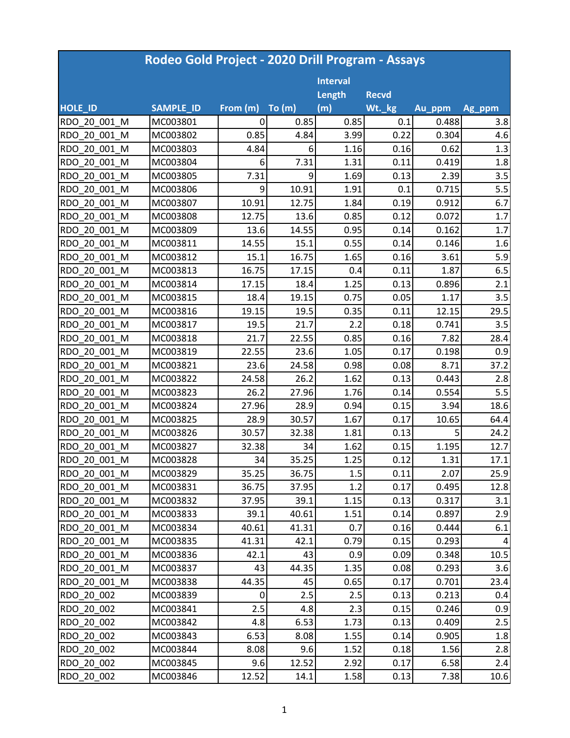# Rodeo Gold Project - 2020 Drill Program - Assays

| HOLE_ID | SAMPLE_ID | From (m) | To (m) | Interval Length (m) | Recvd Wt._kg | Au_ppm | Ag_ppm |
|---|---|---|---|---|---|---|---|
| RDO_20_001_M | MC003801 | 0 | 0.85 | 0.85 | 0.1 | 0.488 | 3.8 |
| RDO_20_001_M | MC003802 | 0.85 | 4.84 | 3.99 | 0.22 | 0.304 | 4.6 |
| RDO_20_001_M | MC003803 | 4.84 | 6 | 1.16 | 0.16 | 0.62 | 1.3 |
| RDO_20_001_M | MC003804 | 6 | 7.31 | 1.31 | 0.11 | 0.419 | 1.8 |
| RDO_20_001_M | MC003805 | 7.31 | 9 | 1.69 | 0.13 | 2.39 | 3.5 |
| RDO_20_001_M | MC003806 | 9 | 10.91 | 1.91 | 0.1 | 0.715 | 5.5 |
| RDO_20_001_M | MC003807 | 10.91 | 12.75 | 1.84 | 0.19 | 0.912 | 6.7 |
| RDO_20_001_M | MC003808 | 12.75 | 13.6 | 0.85 | 0.12 | 0.072 | 1.7 |
| RDO_20_001_M | MC003809 | 13.6 | 14.55 | 0.95 | 0.14 | 0.162 | 1.7 |
| RDO_20_001_M | MC003811 | 14.55 | 15.1 | 0.55 | 0.14 | 0.146 | 1.6 |
| RDO_20_001_M | MC003812 | 15.1 | 16.75 | 1.65 | 0.16 | 3.61 | 5.9 |
| RDO_20_001_M | MC003813 | 16.75 | 17.15 | 0.4 | 0.11 | 1.87 | 6.5 |
| RDO_20_001_M | MC003814 | 17.15 | 18.4 | 1.25 | 0.13 | 0.896 | 2.1 |
| RDO_20_001_M | MC003815 | 18.4 | 19.15 | 0.75 | 0.05 | 1.17 | 3.5 |
| RDO_20_001_M | MC003816 | 19.15 | 19.5 | 0.35 | 0.11 | 12.15 | 29.5 |
| RDO_20_001_M | MC003817 | 19.5 | 21.7 | 2.2 | 0.18 | 0.741 | 3.5 |
| RDO_20_001_M | MC003818 | 21.7 | 22.55 | 0.85 | 0.16 | 7.82 | 28.4 |
| RDO_20_001_M | MC003819 | 22.55 | 23.6 | 1.05 | 0.17 | 0.198 | 0.9 |
| RDO_20_001_M | MC003821 | 23.6 | 24.58 | 0.98 | 0.08 | 8.71 | 37.2 |
| RDO_20_001_M | MC003822 | 24.58 | 26.2 | 1.62 | 0.13 | 0.443 | 2.8 |
| RDO_20_001_M | MC003823 | 26.2 | 27.96 | 1.76 | 0.14 | 0.554 | 5.5 |
| RDO_20_001_M | MC003824 | 27.96 | 28.9 | 0.94 | 0.15 | 3.94 | 18.6 |
| RDO_20_001_M | MC003825 | 28.9 | 30.57 | 1.67 | 0.17 | 10.65 | 64.4 |
| RDO_20_001_M | MC003826 | 30.57 | 32.38 | 1.81 | 0.13 | 5 | 24.2 |
| RDO_20_001_M | MC003827 | 32.38 | 34 | 1.62 | 0.15 | 1.195 | 12.7 |
| RDO_20_001_M | MC003828 | 34 | 35.25 | 1.25 | 0.12 | 1.31 | 17.1 |
| RDO_20_001_M | MC003829 | 35.25 | 36.75 | 1.5 | 0.11 | 2.07 | 25.9 |
| RDO_20_001_M | MC003831 | 36.75 | 37.95 | 1.2 | 0.17 | 0.495 | 12.8 |
| RDO_20_001_M | MC003832 | 37.95 | 39.1 | 1.15 | 0.13 | 0.317 | 3.1 |
| RDO_20_001_M | MC003833 | 39.1 | 40.61 | 1.51 | 0.14 | 0.897 | 2.9 |
| RDO_20_001_M | MC003834 | 40.61 | 41.31 | 0.7 | 0.16 | 0.444 | 6.1 |
| RDO_20_001_M | MC003835 | 41.31 | 42.1 | 0.79 | 0.15 | 0.293 | 4 |
| RDO_20_001_M | MC003836 | 42.1 | 43 | 0.9 | 0.09 | 0.348 | 10.5 |
| RDO_20_001_M | MC003837 | 43 | 44.35 | 1.35 | 0.08 | 0.293 | 3.6 |
| RDO_20_001_M | MC003838 | 44.35 | 45 | 0.65 | 0.17 | 0.701 | 23.4 |
| RDO_20_002 | MC003839 | 0 | 2.5 | 2.5 | 0.13 | 0.213 | 0.4 |
| RDO_20_002 | MC003841 | 2.5 | 4.8 | 2.3 | 0.15 | 0.246 | 0.9 |
| RDO_20_002 | MC003842 | 4.8 | 6.53 | 1.73 | 0.13 | 0.409 | 2.5 |
| RDO_20_002 | MC003843 | 6.53 | 8.08 | 1.55 | 0.14 | 0.905 | 1.8 |
| RDO_20_002 | MC003844 | 8.08 | 9.6 | 1.52 | 0.18 | 1.56 | 2.8 |
| RDO_20_002 | MC003845 | 9.6 | 12.52 | 2.92 | 0.17 | 6.58 | 2.4 |
| RDO_20_002 | MC003846 | 12.52 | 14.1 | 1.58 | 0.13 | 7.38 | 10.6 |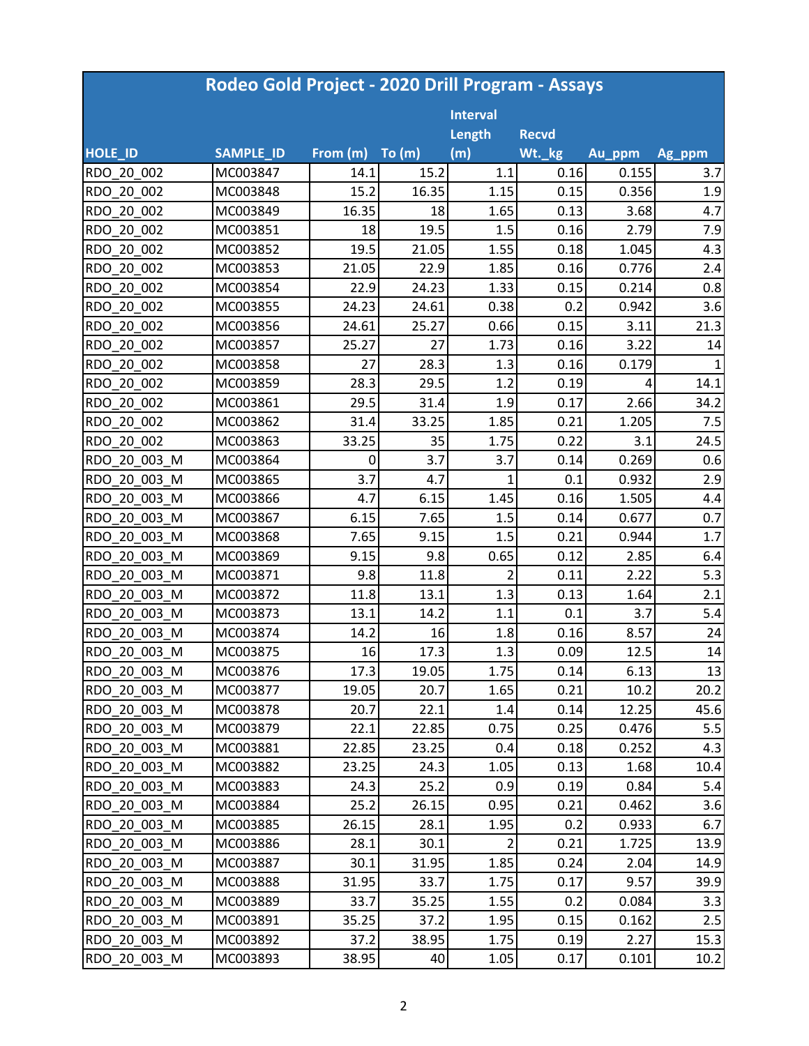# Rodeo Gold Project - 2020 Drill Program - Assays

| HOLE_ID | SAMPLE_ID | From (m) | To (m) | Interval Length (m) | Recvd Wt._kg | Au_ppm | Ag_ppm |
|---|---|---|---|---|---|---|---|
| RDO_20_002 | MC003847 | 14.1 | 15.2 | 1.1 | 0.16 | 0.155 | 3.7 |
| RDO_20_002 | MC003848 | 15.2 | 16.35 | 1.15 | 0.15 | 0.356 | 1.9 |
| RDO_20_002 | MC003849 | 16.35 | 18 | 1.65 | 0.13 | 3.68 | 4.7 |
| RDO_20_002 | MC003851 | 18 | 19.5 | 1.5 | 0.16 | 2.79 | 7.9 |
| RDO_20_002 | MC003852 | 19.5 | 21.05 | 1.55 | 0.18 | 1.045 | 4.3 |
| RDO_20_002 | MC003853 | 21.05 | 22.9 | 1.85 | 0.16 | 0.776 | 2.4 |
| RDO_20_002 | MC003854 | 22.9 | 24.23 | 1.33 | 0.15 | 0.214 | 0.8 |
| RDO_20_002 | MC003855 | 24.23 | 24.61 | 0.38 | 0.2 | 0.942 | 3.6 |
| RDO_20_002 | MC003856 | 24.61 | 25.27 | 0.66 | 0.15 | 3.11 | 21.3 |
| RDO_20_002 | MC003857 | 25.27 | 27 | 1.73 | 0.16 | 3.22 | 14 |
| RDO_20_002 | MC003858 | 27 | 28.3 | 1.3 | 0.16 | 0.179 | 1 |
| RDO_20_002 | MC003859 | 28.3 | 29.5 | 1.2 | 0.19 | 4 | 14.1 |
| RDO_20_002 | MC003861 | 29.5 | 31.4 | 1.9 | 0.17 | 2.66 | 34.2 |
| RDO_20_002 | MC003862 | 31.4 | 33.25 | 1.85 | 0.21 | 1.205 | 7.5 |
| RDO_20_002 | MC003863 | 33.25 | 35 | 1.75 | 0.22 | 3.1 | 24.5 |
| RDO_20_003_M | MC003864 | 0 | 3.7 | 3.7 | 0.14 | 0.269 | 0.6 |
| RDO_20_003_M | MC003865 | 3.7 | 4.7 | 1 | 0.1 | 0.932 | 2.9 |
| RDO_20_003_M | MC003866 | 4.7 | 6.15 | 1.45 | 0.16 | 1.505 | 4.4 |
| RDO_20_003_M | MC003867 | 6.15 | 7.65 | 1.5 | 0.14 | 0.677 | 0.7 |
| RDO_20_003_M | MC003868 | 7.65 | 9.15 | 1.5 | 0.21 | 0.944 | 1.7 |
| RDO_20_003_M | MC003869 | 9.15 | 9.8 | 0.65 | 0.12 | 2.85 | 6.4 |
| RDO_20_003_M | MC003871 | 9.8 | 11.8 | 2 | 0.11 | 2.22 | 5.3 |
| RDO_20_003_M | MC003872 | 11.8 | 13.1 | 1.3 | 0.13 | 1.64 | 2.1 |
| RDO_20_003_M | MC003873 | 13.1 | 14.2 | 1.1 | 0.1 | 3.7 | 5.4 |
| RDO_20_003_M | MC003874 | 14.2 | 16 | 1.8 | 0.16 | 8.57 | 24 |
| RDO_20_003_M | MC003875 | 16 | 17.3 | 1.3 | 0.09 | 12.5 | 14 |
| RDO_20_003_M | MC003876 | 17.3 | 19.05 | 1.75 | 0.14 | 6.13 | 13 |
| RDO_20_003_M | MC003877 | 19.05 | 20.7 | 1.65 | 0.21 | 10.2 | 20.2 |
| RDO_20_003_M | MC003878 | 20.7 | 22.1 | 1.4 | 0.14 | 12.25 | 45.6 |
| RDO_20_003_M | MC003879 | 22.1 | 22.85 | 0.75 | 0.25 | 0.476 | 5.5 |
| RDO_20_003_M | MC003881 | 22.85 | 23.25 | 0.4 | 0.18 | 0.252 | 4.3 |
| RDO_20_003_M | MC003882 | 23.25 | 24.3 | 1.05 | 0.13 | 1.68 | 10.4 |
| RDO_20_003_M | MC003883 | 24.3 | 25.2 | 0.9 | 0.19 | 0.84 | 5.4 |
| RDO_20_003_M | MC003884 | 25.2 | 26.15 | 0.95 | 0.21 | 0.462 | 3.6 |
| RDO_20_003_M | MC003885 | 26.15 | 28.1 | 1.95 | 0.2 | 0.933 | 6.7 |
| RDO_20_003_M | MC003886 | 28.1 | 30.1 | 2 | 0.21 | 1.725 | 13.9 |
| RDO_20_003_M | MC003887 | 30.1 | 31.95 | 1.85 | 0.24 | 2.04 | 14.9 |
| RDO_20_003_M | MC003888 | 31.95 | 33.7 | 1.75 | 0.17 | 9.57 | 39.9 |
| RDO_20_003_M | MC003889 | 33.7 | 35.25 | 1.55 | 0.2 | 0.084 | 3.3 |
| RDO_20_003_M | MC003891 | 35.25 | 37.2 | 1.95 | 0.15 | 0.162 | 2.5 |
| RDO_20_003_M | MC003892 | 37.2 | 38.95 | 1.75 | 0.19 | 2.27 | 15.3 |
| RDO_20_003_M | MC003893 | 38.95 | 40 | 1.05 | 0.17 | 0.101 | 10.2 |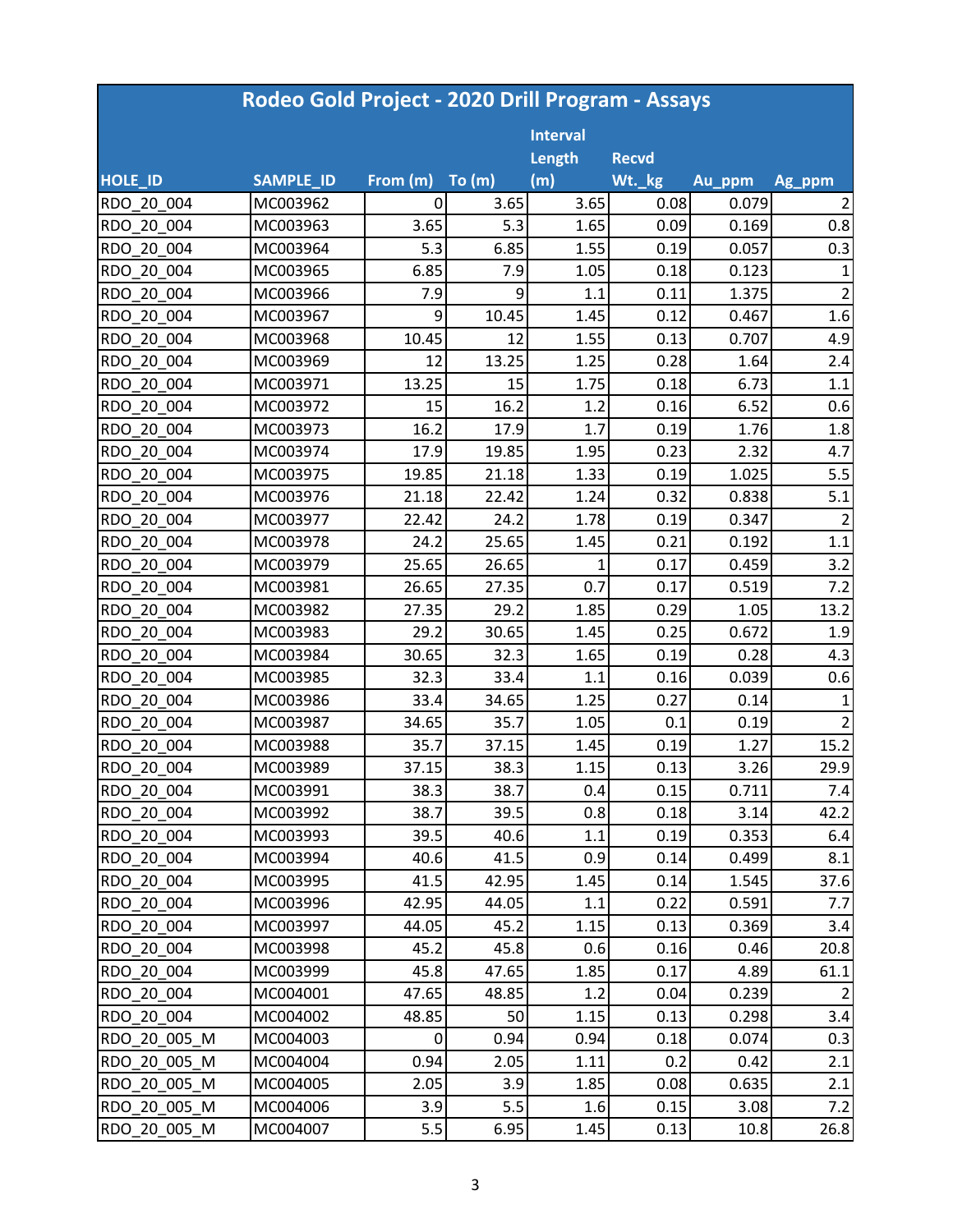| Rodeo Gold Project - 2020 Drill Program - Assays | | | | | | | |
|---|---|---|---|---|---|---|---|
| HOLE_ID | SAMPLE_ID | From (m) | To (m) | Interval Length (m) | Recvd Wt._kg | Au_ppm | Ag_ppm |
| RDO_20_004 | MC003962 | 0 | 3.65 | 3.65 | 0.08 | 0.079 | 2 |
| RDO_20_004 | MC003963 | 3.65 | 5.3 | 1.65 | 0.09 | 0.169 | 0.8 |
| RDO_20_004 | MC003964 | 5.3 | 6.85 | 1.55 | 0.19 | 0.057 | 0.3 |
| RDO_20_004 | MC003965 | 6.85 | 7.9 | 1.05 | 0.18 | 0.123 | 1 |
| RDO_20_004 | MC003966 | 7.9 | 9 | 1.1 | 0.11 | 1.375 | 2 |
| RDO_20_004 | MC003967 | 9 | 10.45 | 1.45 | 0.12 | 0.467 | 1.6 |
| RDO_20_004 | MC003968 | 10.45 | 12 | 1.55 | 0.13 | 0.707 | 4.9 |
| RDO_20_004 | MC003969 | 12 | 13.25 | 1.25 | 0.28 | 1.64 | 2.4 |
| RDO_20_004 | MC003971 | 13.25 | 15 | 1.75 | 0.18 | 6.73 | 1.1 |
| RDO_20_004 | MC003972 | 15 | 16.2 | 1.2 | 0.16 | 6.52 | 0.6 |
| RDO_20_004 | MC003973 | 16.2 | 17.9 | 1.7 | 0.19 | 1.76 | 1.8 |
| RDO_20_004 | MC003974 | 17.9 | 19.85 | 1.95 | 0.23 | 2.32 | 4.7 |
| RDO_20_004 | MC003975 | 19.85 | 21.18 | 1.33 | 0.19 | 1.025 | 5.5 |
| RDO_20_004 | MC003976 | 21.18 | 22.42 | 1.24 | 0.32 | 0.838 | 5.1 |
| RDO_20_004 | MC003977 | 22.42 | 24.2 | 1.78 | 0.19 | 0.347 | 2 |
| RDO_20_004 | MC003978 | 24.2 | 25.65 | 1.45 | 0.21 | 0.192 | 1.1 |
| RDO_20_004 | MC003979 | 25.65 | 26.65 | 1 | 0.17 | 0.459 | 3.2 |
| RDO_20_004 | MC003981 | 26.65 | 27.35 | 0.7 | 0.17 | 0.519 | 7.2 |
| RDO_20_004 | MC003982 | 27.35 | 29.2 | 1.85 | 0.29 | 1.05 | 13.2 |
| RDO_20_004 | MC003983 | 29.2 | 30.65 | 1.45 | 0.25 | 0.672 | 1.9 |
| RDO_20_004 | MC003984 | 30.65 | 32.3 | 1.65 | 0.19 | 0.28 | 4.3 |
| RDO_20_004 | MC003985 | 32.3 | 33.4 | 1.1 | 0.16 | 0.039 | 0.6 |
| RDO_20_004 | MC003986 | 33.4 | 34.65 | 1.25 | 0.27 | 0.14 | 1 |
| RDO_20_004 | MC003987 | 34.65 | 35.7 | 1.05 | 0.1 | 0.19 | 2 |
| RDO_20_004 | MC003988 | 35.7 | 37.15 | 1.45 | 0.19 | 1.27 | 15.2 |
| RDO_20_004 | MC003989 | 37.15 | 38.3 | 1.15 | 0.13 | 3.26 | 29.9 |
| RDO_20_004 | MC003991 | 38.3 | 38.7 | 0.4 | 0.15 | 0.711 | 7.4 |
| RDO_20_004 | MC003992 | 38.7 | 39.5 | 0.8 | 0.18 | 3.14 | 42.2 |
| RDO_20_004 | MC003993 | 39.5 | 40.6 | 1.1 | 0.19 | 0.353 | 6.4 |
| RDO_20_004 | MC003994 | 40.6 | 41.5 | 0.9 | 0.14 | 0.499 | 8.1 |
| RDO_20_004 | MC003995 | 41.5 | 42.95 | 1.45 | 0.14 | 1.545 | 37.6 |
| RDO_20_004 | MC003996 | 42.95 | 44.05 | 1.1 | 0.22 | 0.591 | 7.7 |
| RDO_20_004 | MC003997 | 44.05 | 45.2 | 1.15 | 0.13 | 0.369 | 3.4 |
| RDO_20_004 | MC003998 | 45.2 | 45.8 | 0.6 | 0.16 | 0.46 | 20.8 |
| RDO_20_004 | MC003999 | 45.8 | 47.65 | 1.85 | 0.17 | 4.89 | 61.1 |
| RDO_20_004 | MC004001 | 47.65 | 48.85 | 1.2 | 0.04 | 0.239 | 2 |
| RDO_20_004 | MC004002 | 48.85 | 50 | 1.15 | 0.13 | 0.298 | 3.4 |
| RDO_20_005_M | MC004003 | 0 | 0.94 | 0.94 | 0.18 | 0.074 | 0.3 |
| RDO_20_005_M | MC004004 | 0.94 | 2.05 | 1.11 | 0.2 | 0.42 | 2.1 |
| RDO_20_005_M | MC004005 | 2.05 | 3.9 | 1.85 | 0.08 | 0.635 | 2.1 |
| RDO_20_005_M | MC004006 | 3.9 | 5.5 | 1.6 | 0.15 | 3.08 | 7.2 |
| RDO_20_005_M | MC004007 | 5.5 | 6.95 | 1.45 | 0.13 | 10.8 | 26.8 |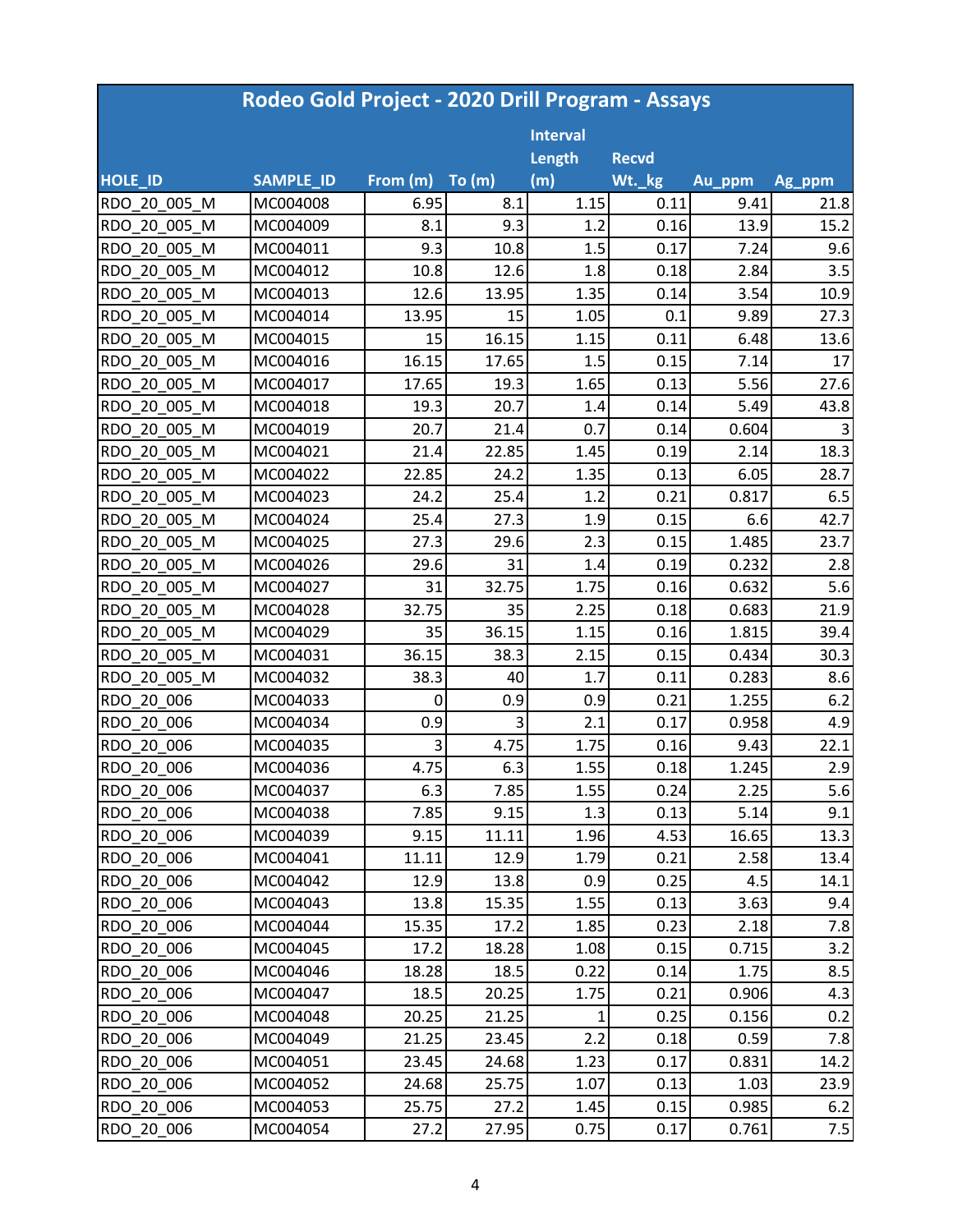| Rodeo Gold Project - 2020 Drill Program - Assays | | | | | | | |
|---|---|---|---|---|---|---|---|
| HOLE_ID | SAMPLE_ID | From (m) | To (m) | Interval Length (m) | Recvd Wt._kg | Au_ppm | Ag_ppm |
| RDO_20_005_M | MC004008 | 6.95 | 8.1 | 1.15 | 0.11 | 9.41 | 21.8 |
| RDO_20_005_M | MC004009 | 8.1 | 9.3 | 1.2 | 0.16 | 13.9 | 15.2 |
| RDO_20_005_M | MC004011 | 9.3 | 10.8 | 1.5 | 0.17 | 7.24 | 9.6 |
| RDO_20_005_M | MC004012 | 10.8 | 12.6 | 1.8 | 0.18 | 2.84 | 3.5 |
| RDO_20_005_M | MC004013 | 12.6 | 13.95 | 1.35 | 0.14 | 3.54 | 10.9 |
| RDO_20_005_M | MC004014 | 13.95 | 15 | 1.05 | 0.1 | 9.89 | 27.3 |
| RDO_20_005_M | MC004015 | 15 | 16.15 | 1.15 | 0.11 | 6.48 | 13.6 |
| RDO_20_005_M | MC004016 | 16.15 | 17.65 | 1.5 | 0.15 | 7.14 | 17 |
| RDO_20_005_M | MC004017 | 17.65 | 19.3 | 1.65 | 0.13 | 5.56 | 27.6 |
| RDO_20_005_M | MC004018 | 19.3 | 20.7 | 1.4 | 0.14 | 5.49 | 43.8 |
| RDO_20_005_M | MC004019 | 20.7 | 21.4 | 0.7 | 0.14 | 0.604 | 3 |
| RDO_20_005_M | MC004021 | 21.4 | 22.85 | 1.45 | 0.19 | 2.14 | 18.3 |
| RDO_20_005_M | MC004022 | 22.85 | 24.2 | 1.35 | 0.13 | 6.05 | 28.7 |
| RDO_20_005_M | MC004023 | 24.2 | 25.4 | 1.2 | 0.21 | 0.817 | 6.5 |
| RDO_20_005_M | MC004024 | 25.4 | 27.3 | 1.9 | 0.15 | 6.6 | 42.7 |
| RDO_20_005_M | MC004025 | 27.3 | 29.6 | 2.3 | 0.15 | 1.485 | 23.7 |
| RDO_20_005_M | MC004026 | 29.6 | 31 | 1.4 | 0.19 | 0.232 | 2.8 |
| RDO_20_005_M | MC004027 | 31 | 32.75 | 1.75 | 0.16 | 0.632 | 5.6 |
| RDO_20_005_M | MC004028 | 32.75 | 35 | 2.25 | 0.18 | 0.683 | 21.9 |
| RDO_20_005_M | MC004029 | 35 | 36.15 | 1.15 | 0.16 | 1.815 | 39.4 |
| RDO_20_005_M | MC004031 | 36.15 | 38.3 | 2.15 | 0.15 | 0.434 | 30.3 |
| RDO_20_005_M | MC004032 | 38.3 | 40 | 1.7 | 0.11 | 0.283 | 8.6 |
| RDO_20_006 | MC004033 | 0 | 0.9 | 0.9 | 0.21 | 1.255 | 6.2 |
| RDO_20_006 | MC004034 | 0.9 | 3 | 2.1 | 0.17 | 0.958 | 4.9 |
| RDO_20_006 | MC004035 | 3 | 4.75 | 1.75 | 0.16 | 9.43 | 22.1 |
| RDO_20_006 | MC004036 | 4.75 | 6.3 | 1.55 | 0.18 | 1.245 | 2.9 |
| RDO_20_006 | MC004037 | 6.3 | 7.85 | 1.55 | 0.24 | 2.25 | 5.6 |
| RDO_20_006 | MC004038 | 7.85 | 9.15 | 1.3 | 0.13 | 5.14 | 9.1 |
| RDO_20_006 | MC004039 | 9.15 | 11.11 | 1.96 | 4.53 | 16.65 | 13.3 |
| RDO_20_006 | MC004041 | 11.11 | 12.9 | 1.79 | 0.21 | 2.58 | 13.4 |
| RDO_20_006 | MC004042 | 12.9 | 13.8 | 0.9 | 0.25 | 4.5 | 14.1 |
| RDO_20_006 | MC004043 | 13.8 | 15.35 | 1.55 | 0.13 | 3.63 | 9.4 |
| RDO_20_006 | MC004044 | 15.35 | 17.2 | 1.85 | 0.23 | 2.18 | 7.8 |
| RDO_20_006 | MC004045 | 17.2 | 18.28 | 1.08 | 0.15 | 0.715 | 3.2 |
| RDO_20_006 | MC004046 | 18.28 | 18.5 | 0.22 | 0.14 | 1.75 | 8.5 |
| RDO_20_006 | MC004047 | 18.5 | 20.25 | 1.75 | 0.21 | 0.906 | 4.3 |
| RDO_20_006 | MC004048 | 20.25 | 21.25 | 1 | 0.25 | 0.156 | 0.2 |
| RDO_20_006 | MC004049 | 21.25 | 23.45 | 2.2 | 0.18 | 0.59 | 7.8 |
| RDO_20_006 | MC004051 | 23.45 | 24.68 | 1.23 | 0.17 | 0.831 | 14.2 |
| RDO_20_006 | MC004052 | 24.68 | 25.75 | 1.07 | 0.13 | 1.03 | 23.9 |
| RDO_20_006 | MC004053 | 25.75 | 27.2 | 1.45 | 0.15 | 0.985 | 6.2 |
| RDO_20_006 | MC004054 | 27.2 | 27.95 | 0.75 | 0.17 | 0.761 | 7.5 |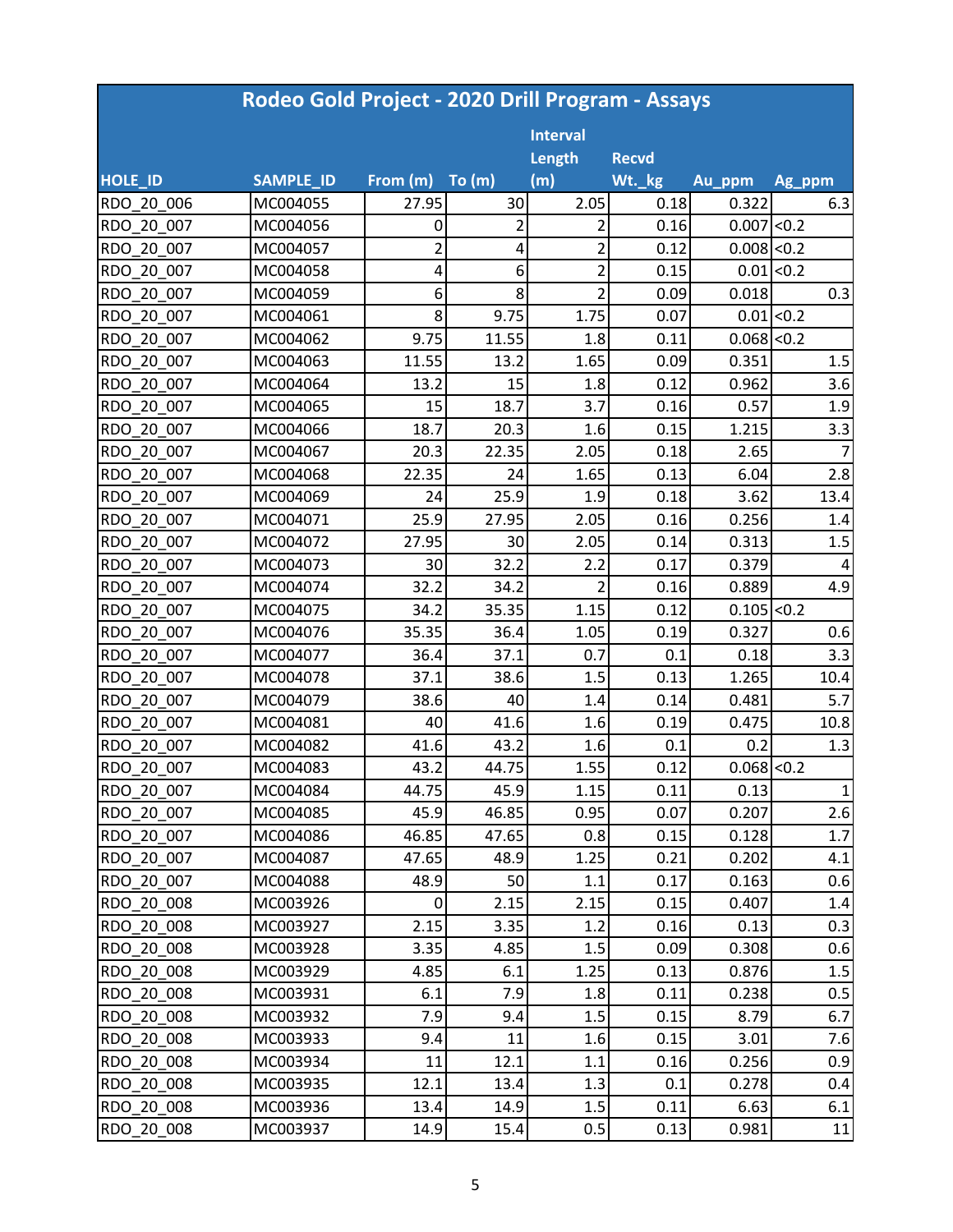# Rodeo Gold Project - 2020 Drill Program - Assays

| HOLE_ID | SAMPLE_ID | From (m) | To (m) | Interval Length (m) | Recvd Wt._kg | Au_ppm | Ag_ppm |
|---|---|---|---|---|---|---|---|
| RDO_20_006 | MC004055 | 27.95 | 30 | 2.05 | 0.18 | 0.322 | 6.3 |
| RDO_20_007 | MC004056 | 0 | 2 | 2 | 0.16 | 0.007 | <0.2 |
| RDO_20_007 | MC004057 | 2 | 4 | 2 | 0.12 | 0.008 | <0.2 |
| RDO_20_007 | MC004058 | 4 | 6 | 2 | 0.15 | 0.01 | <0.2 |
| RDO_20_007 | MC004059 | 6 | 8 | 2 | 0.09 | 0.018 | 0.3 |
| RDO_20_007 | MC004061 | 8 | 9.75 | 1.75 | 0.07 | 0.01 | <0.2 |
| RDO_20_007 | MC004062 | 9.75 | 11.55 | 1.8 | 0.11 | 0.068 | <0.2 |
| RDO_20_007 | MC004063 | 11.55 | 13.2 | 1.65 | 0.09 | 0.351 | 1.5 |
| RDO_20_007 | MC004064 | 13.2 | 15 | 1.8 | 0.12 | 0.962 | 3.6 |
| RDO_20_007 | MC004065 | 15 | 18.7 | 3.7 | 0.16 | 0.57 | 1.9 |
| RDO_20_007 | MC004066 | 18.7 | 20.3 | 1.6 | 0.15 | 1.215 | 3.3 |
| RDO_20_007 | MC004067 | 20.3 | 22.35 | 2.05 | 0.18 | 2.65 | 7 |
| RDO_20_007 | MC004068 | 22.35 | 24 | 1.65 | 0.13 | 6.04 | 2.8 |
| RDO_20_007 | MC004069 | 24 | 25.9 | 1.9 | 0.18 | 3.62 | 13.4 |
| RDO_20_007 | MC004071 | 25.9 | 27.95 | 2.05 | 0.16 | 0.256 | 1.4 |
| RDO_20_007 | MC004072 | 27.95 | 30 | 2.05 | 0.14 | 0.313 | 1.5 |
| RDO_20_007 | MC004073 | 30 | 32.2 | 2.2 | 0.17 | 0.379 | 4 |
| RDO_20_007 | MC004074 | 32.2 | 34.2 | 2 | 0.16 | 0.889 | 4.9 |
| RDO_20_007 | MC004075 | 34.2 | 35.35 | 1.15 | 0.12 | 0.105 | <0.2 |
| RDO_20_007 | MC004076 | 35.35 | 36.4 | 1.05 | 0.19 | 0.327 | 0.6 |
| RDO_20_007 | MC004077 | 36.4 | 37.1 | 0.7 | 0.1 | 0.18 | 3.3 |
| RDO_20_007 | MC004078 | 37.1 | 38.6 | 1.5 | 0.13 | 1.265 | 10.4 |
| RDO_20_007 | MC004079 | 38.6 | 40 | 1.4 | 0.14 | 0.481 | 5.7 |
| RDO_20_007 | MC004081 | 40 | 41.6 | 1.6 | 0.19 | 0.475 | 10.8 |
| RDO_20_007 | MC004082 | 41.6 | 43.2 | 1.6 | 0.1 | 0.2 | 1.3 |
| RDO_20_007 | MC004083 | 43.2 | 44.75 | 1.55 | 0.12 | 0.068 | <0.2 |
| RDO_20_007 | MC004084 | 44.75 | 45.9 | 1.15 | 0.11 | 0.13 | 1 |
| RDO_20_007 | MC004085 | 45.9 | 46.85 | 0.95 | 0.07 | 0.207 | 2.6 |
| RDO_20_007 | MC004086 | 46.85 | 47.65 | 0.8 | 0.15 | 0.128 | 1.7 |
| RDO_20_007 | MC004087 | 47.65 | 48.9 | 1.25 | 0.21 | 0.202 | 4.1 |
| RDO_20_007 | MC004088 | 48.9 | 50 | 1.1 | 0.17 | 0.163 | 0.6 |
| RDO_20_008 | MC003926 | 0 | 2.15 | 2.15 | 0.15 | 0.407 | 1.4 |
| RDO_20_008 | MC003927 | 2.15 | 3.35 | 1.2 | 0.16 | 0.13 | 0.3 |
| RDO_20_008 | MC003928 | 3.35 | 4.85 | 1.5 | 0.09 | 0.308 | 0.6 |
| RDO_20_008 | MC003929 | 4.85 | 6.1 | 1.25 | 0.13 | 0.876 | 1.5 |
| RDO_20_008 | MC003931 | 6.1 | 7.9 | 1.8 | 0.11 | 0.238 | 0.5 |
| RDO_20_008 | MC003932 | 7.9 | 9.4 | 1.5 | 0.15 | 8.79 | 6.7 |
| RDO_20_008 | MC003933 | 9.4 | 11 | 1.6 | 0.15 | 3.01 | 7.6 |
| RDO_20_008 | MC003934 | 11 | 12.1 | 1.1 | 0.16 | 0.256 | 0.9 |
| RDO_20_008 | MC003935 | 12.1 | 13.4 | 1.3 | 0.1 | 0.278 | 0.4 |
| RDO_20_008 | MC003936 | 13.4 | 14.9 | 1.5 | 0.11 | 6.63 | 6.1 |
| RDO_20_008 | MC003937 | 14.9 | 15.4 | 0.5 | 0.13 | 0.981 | 11 |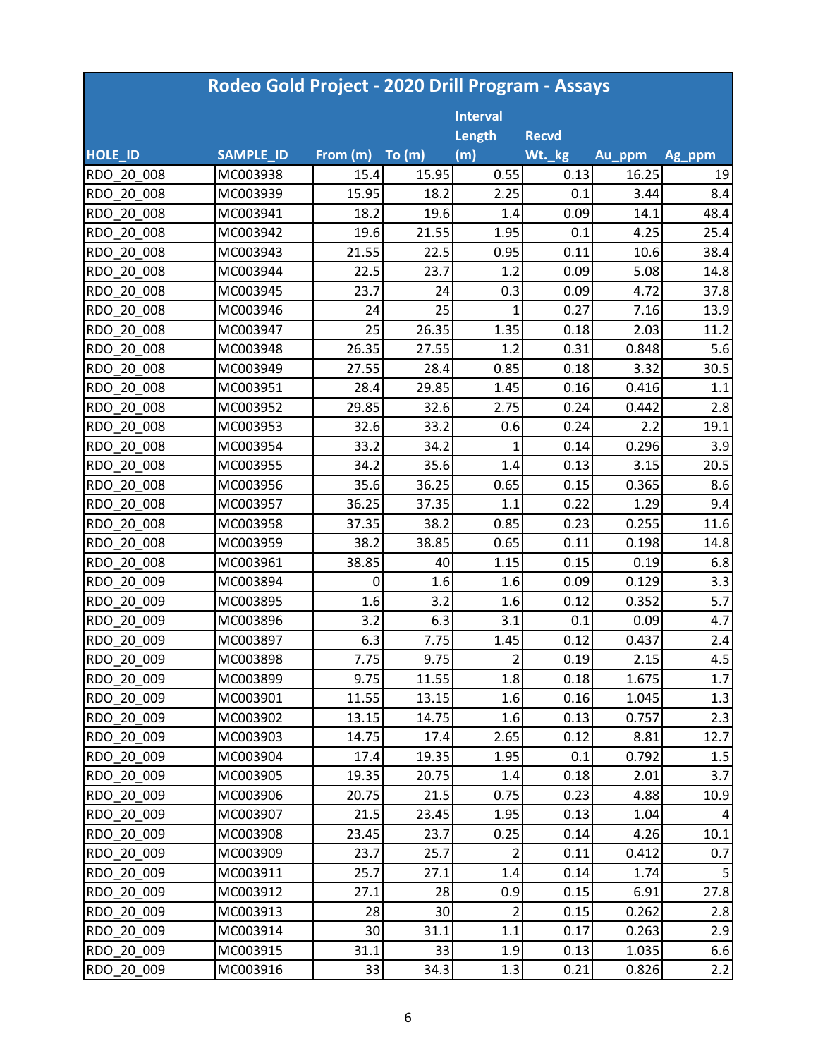| Rodeo Gold Project - 2020 Drill Program - Assays | | | | | | | |
|---|---|---|---|---|---|---|---|
| HOLE_ID | SAMPLE_ID | From (m) | To (m) | Interval Length (m) | Recvd Wt._kg | Au_ppm | Ag_ppm |
| RDO_20_008 | MC003938 | 15.4 | 15.95 | 0.55 | 0.13 | 16.25 | 19 |
| RDO_20_008 | MC003939 | 15.95 | 18.2 | 2.25 | 0.1 | 3.44 | 8.4 |
| RDO_20_008 | MC003941 | 18.2 | 19.6 | 1.4 | 0.09 | 14.1 | 48.4 |
| RDO_20_008 | MC003942 | 19.6 | 21.55 | 1.95 | 0.1 | 4.25 | 25.4 |
| RDO_20_008 | MC003943 | 21.55 | 22.5 | 0.95 | 0.11 | 10.6 | 38.4 |
| RDO_20_008 | MC003944 | 22.5 | 23.7 | 1.2 | 0.09 | 5.08 | 14.8 |
| RDO_20_008 | MC003945 | 23.7 | 24 | 0.3 | 0.09 | 4.72 | 37.8 |
| RDO_20_008 | MC003946 | 24 | 25 | 1 | 0.27 | 7.16 | 13.9 |
| RDO_20_008 | MC003947 | 25 | 26.35 | 1.35 | 0.18 | 2.03 | 11.2 |
| RDO_20_008 | MC003948 | 26.35 | 27.55 | 1.2 | 0.31 | 0.848 | 5.6 |
| RDO_20_008 | MC003949 | 27.55 | 28.4 | 0.85 | 0.18 | 3.32 | 30.5 |
| RDO_20_008 | MC003951 | 28.4 | 29.85 | 1.45 | 0.16 | 0.416 | 1.1 |
| RDO_20_008 | MC003952 | 29.85 | 32.6 | 2.75 | 0.24 | 0.442 | 2.8 |
| RDO_20_008 | MC003953 | 32.6 | 33.2 | 0.6 | 0.24 | 2.2 | 19.1 |
| RDO_20_008 | MC003954 | 33.2 | 34.2 | 1 | 0.14 | 0.296 | 3.9 |
| RDO_20_008 | MC003955 | 34.2 | 35.6 | 1.4 | 0.13 | 3.15 | 20.5 |
| RDO_20_008 | MC003956 | 35.6 | 36.25 | 0.65 | 0.15 | 0.365 | 8.6 |
| RDO_20_008 | MC003957 | 36.25 | 37.35 | 1.1 | 0.22 | 1.29 | 9.4 |
| RDO_20_008 | MC003958 | 37.35 | 38.2 | 0.85 | 0.23 | 0.255 | 11.6 |
| RDO_20_008 | MC003959 | 38.2 | 38.85 | 0.65 | 0.11 | 0.198 | 14.8 |
| RDO_20_008 | MC003961 | 38.85 | 40 | 1.15 | 0.15 | 0.19 | 6.8 |
| RDO_20_009 | MC003894 | 0 | 1.6 | 1.6 | 0.09 | 0.129 | 3.3 |
| RDO_20_009 | MC003895 | 1.6 | 3.2 | 1.6 | 0.12 | 0.352 | 5.7 |
| RDO_20_009 | MC003896 | 3.2 | 6.3 | 3.1 | 0.1 | 0.09 | 4.7 |
| RDO_20_009 | MC003897 | 6.3 | 7.75 | 1.45 | 0.12 | 0.437 | 2.4 |
| RDO_20_009 | MC003898 | 7.75 | 9.75 | 2 | 0.19 | 2.15 | 4.5 |
| RDO_20_009 | MC003899 | 9.75 | 11.55 | 1.8 | 0.18 | 1.675 | 1.7 |
| RDO_20_009 | MC003901 | 11.55 | 13.15 | 1.6 | 0.16 | 1.045 | 1.3 |
| RDO_20_009 | MC003902 | 13.15 | 14.75 | 1.6 | 0.13 | 0.757 | 2.3 |
| RDO_20_009 | MC003903 | 14.75 | 17.4 | 2.65 | 0.12 | 8.81 | 12.7 |
| RDO_20_009 | MC003904 | 17.4 | 19.35 | 1.95 | 0.1 | 0.792 | 1.5 |
| RDO_20_009 | MC003905 | 19.35 | 20.75 | 1.4 | 0.18 | 2.01 | 3.7 |
| RDO_20_009 | MC003906 | 20.75 | 21.5 | 0.75 | 0.23 | 4.88 | 10.9 |
| RDO_20_009 | MC003907 | 21.5 | 23.45 | 1.95 | 0.13 | 1.04 | 4 |
| RDO_20_009 | MC003908 | 23.45 | 23.7 | 0.25 | 0.14 | 4.26 | 10.1 |
| RDO_20_009 | MC003909 | 23.7 | 25.7 | 2 | 0.11 | 0.412 | 0.7 |
| RDO_20_009 | MC003911 | 25.7 | 27.1 | 1.4 | 0.14 | 1.74 | 5 |
| RDO_20_009 | MC003912 | 27.1 | 28 | 0.9 | 0.15 | 6.91 | 27.8 |
| RDO_20_009 | MC003913 | 28 | 30 | 2 | 0.15 | 0.262 | 2.8 |
| RDO_20_009 | MC003914 | 30 | 31.1 | 1.1 | 0.17 | 0.263 | 2.9 |
| RDO_20_009 | MC003915 | 31.1 | 33 | 1.9 | 0.13 | 1.035 | 6.6 |
| RDO_20_009 | MC003916 | 33 | 34.3 | 1.3 | 0.21 | 0.826 | 2.2 |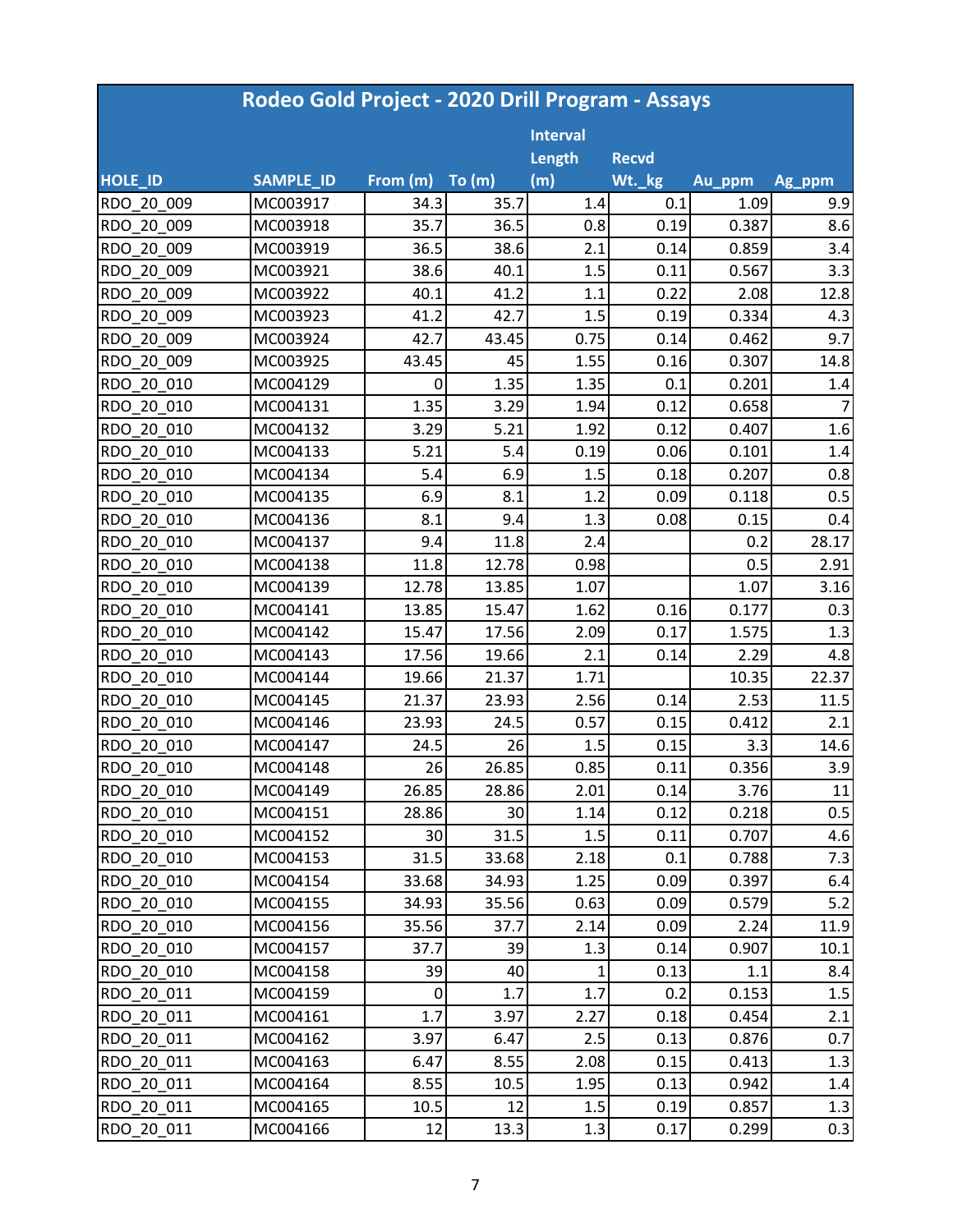| Rodeo Gold Project - 2020 Drill Program - Assays | | | | | | | |
|---|---|---|---|---|---|---|---|
| HOLE_ID | SAMPLE_ID | From (m) | To (m) | Interval Length (m) | Recvd Wt._kg | Au_ppm | Ag_ppm |
| RDO_20_009 | MC003917 | 34.3 | 35.7 | 1.4 | 0.1 | 1.09 | 9.9 |
| RDO_20_009 | MC003918 | 35.7 | 36.5 | 0.8 | 0.19 | 0.387 | 8.6 |
| RDO_20_009 | MC003919 | 36.5 | 38.6 | 2.1 | 0.14 | 0.859 | 3.4 |
| RDO_20_009 | MC003921 | 38.6 | 40.1 | 1.5 | 0.11 | 0.567 | 3.3 |
| RDO_20_009 | MC003922 | 40.1 | 41.2 | 1.1 | 0.22 | 2.08 | 12.8 |
| RDO_20_009 | MC003923 | 41.2 | 42.7 | 1.5 | 0.19 | 0.334 | 4.3 |
| RDO_20_009 | MC003924 | 42.7 | 43.45 | 0.75 | 0.14 | 0.462 | 9.7 |
| RDO_20_009 | MC003925 | 43.45 | 45 | 1.55 | 0.16 | 0.307 | 14.8 |
| RDO_20_010 | MC004129 | 0 | 1.35 | 1.35 | 0.1 | 0.201 | 1.4 |
| RDO_20_010 | MC004131 | 1.35 | 3.29 | 1.94 | 0.12 | 0.658 | 7 |
| RDO_20_010 | MC004132 | 3.29 | 5.21 | 1.92 | 0.12 | 0.407 | 1.6 |
| RDO_20_010 | MC004133 | 5.21 | 5.4 | 0.19 | 0.06 | 0.101 | 1.4 |
| RDO_20_010 | MC004134 | 5.4 | 6.9 | 1.5 | 0.18 | 0.207 | 0.8 |
| RDO_20_010 | MC004135 | 6.9 | 8.1 | 1.2 | 0.09 | 0.118 | 0.5 |
| RDO_20_010 | MC004136 | 8.1 | 9.4 | 1.3 | 0.08 | 0.15 | 0.4 |
| RDO_20_010 | MC004137 | 9.4 | 11.8 | 2.4 | | 0.2 | 28.17 |
| RDO_20_010 | MC004138 | 11.8 | 12.78 | 0.98 | | 0.5 | 2.91 |
| RDO_20_010 | MC004139 | 12.78 | 13.85 | 1.07 | | 1.07 | 3.16 |
| RDO_20_010 | MC004141 | 13.85 | 15.47 | 1.62 | 0.16 | 0.177 | 0.3 |
| RDO_20_010 | MC004142 | 15.47 | 17.56 | 2.09 | 0.17 | 1.575 | 1.3 |
| RDO_20_010 | MC004143 | 17.56 | 19.66 | 2.1 | 0.14 | 2.29 | 4.8 |
| RDO_20_010 | MC004144 | 19.66 | 21.37 | 1.71 | | 10.35 | 22.37 |
| RDO_20_010 | MC004145 | 21.37 | 23.93 | 2.56 | 0.14 | 2.53 | 11.5 |
| RDO_20_010 | MC004146 | 23.93 | 24.5 | 0.57 | 0.15 | 0.412 | 2.1 |
| RDO_20_010 | MC004147 | 24.5 | 26 | 1.5 | 0.15 | 3.3 | 14.6 |
| RDO_20_010 | MC004148 | 26 | 26.85 | 0.85 | 0.11 | 0.356 | 3.9 |
| RDO_20_010 | MC004149 | 26.85 | 28.86 | 2.01 | 0.14 | 3.76 | 11 |
| RDO_20_010 | MC004151 | 28.86 | 30 | 1.14 | 0.12 | 0.218 | 0.5 |
| RDO_20_010 | MC004152 | 30 | 31.5 | 1.5 | 0.11 | 0.707 | 4.6 |
| RDO_20_010 | MC004153 | 31.5 | 33.68 | 2.18 | 0.1 | 0.788 | 7.3 |
| RDO_20_010 | MC004154 | 33.68 | 34.93 | 1.25 | 0.09 | 0.397 | 6.4 |
| RDO_20_010 | MC004155 | 34.93 | 35.56 | 0.63 | 0.09 | 0.579 | 5.2 |
| RDO_20_010 | MC004156 | 35.56 | 37.7 | 2.14 | 0.09 | 2.24 | 11.9 |
| RDO_20_010 | MC004157 | 37.7 | 39 | 1.3 | 0.14 | 0.907 | 10.1 |
| RDO_20_010 | MC004158 | 39 | 40 | 1 | 0.13 | 1.1 | 8.4 |
| RDO_20_011 | MC004159 | 0 | 1.7 | 1.7 | 0.2 | 0.153 | 1.5 |
| RDO_20_011 | MC004161 | 1.7 | 3.97 | 2.27 | 0.18 | 0.454 | 2.1 |
| RDO_20_011 | MC004162 | 3.97 | 6.47 | 2.5 | 0.13 | 0.876 | 0.7 |
| RDO_20_011 | MC004163 | 6.47 | 8.55 | 2.08 | 0.15 | 0.413 | 1.3 |
| RDO_20_011 | MC004164 | 8.55 | 10.5 | 1.95 | 0.13 | 0.942 | 1.4 |
| RDO_20_011 | MC004165 | 10.5 | 12 | 1.5 | 0.19 | 0.857 | 1.3 |
| RDO_20_011 | MC004166 | 12 | 13.3 | 1.3 | 0.17 | 0.299 | 0.3 |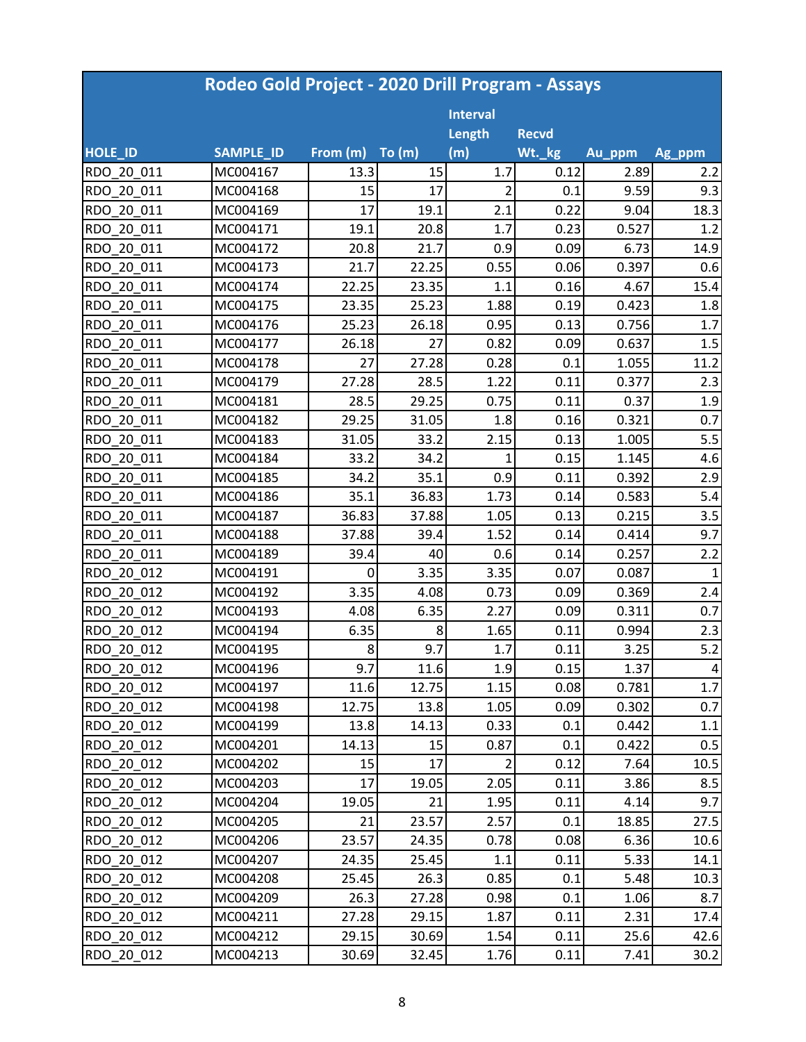| Rodeo Gold Project - 2020 Drill Program - Assays | | | | | | | |
|---|---|---|---|---|---|---|---|
| HOLE_ID | SAMPLE_ID | From (m) | To (m) | Interval Length (m) | Recvd Wt._kg | Au_ppm | Ag_ppm |
| RDO_20_011 | MC004167 | 13.3 | 15 | 1.7 | 0.12 | 2.89 | 2.2 |
| RDO_20_011 | MC004168 | 15 | 17 | 2 | 0.1 | 9.59 | 9.3 |
| RDO_20_011 | MC004169 | 17 | 19.1 | 2.1 | 0.22 | 9.04 | 18.3 |
| RDO_20_011 | MC004171 | 19.1 | 20.8 | 1.7 | 0.23 | 0.527 | 1.2 |
| RDO_20_011 | MC004172 | 20.8 | 21.7 | 0.9 | 0.09 | 6.73 | 14.9 |
| RDO_20_011 | MC004173 | 21.7 | 22.25 | 0.55 | 0.06 | 0.397 | 0.6 |
| RDO_20_011 | MC004174 | 22.25 | 23.35 | 1.1 | 0.16 | 4.67 | 15.4 |
| RDO_20_011 | MC004175 | 23.35 | 25.23 | 1.88 | 0.19 | 0.423 | 1.8 |
| RDO_20_011 | MC004176 | 25.23 | 26.18 | 0.95 | 0.13 | 0.756 | 1.7 |
| RDO_20_011 | MC004177 | 26.18 | 27 | 0.82 | 0.09 | 0.637 | 1.5 |
| RDO_20_011 | MC004178 | 27 | 27.28 | 0.28 | 0.1 | 1.055 | 11.2 |
| RDO_20_011 | MC004179 | 27.28 | 28.5 | 1.22 | 0.11 | 0.377 | 2.3 |
| RDO_20_011 | MC004181 | 28.5 | 29.25 | 0.75 | 0.11 | 0.37 | 1.9 |
| RDO_20_011 | MC004182 | 29.25 | 31.05 | 1.8 | 0.16 | 0.321 | 0.7 |
| RDO_20_011 | MC004183 | 31.05 | 33.2 | 2.15 | 0.13 | 1.005 | 5.5 |
| RDO_20_011 | MC004184 | 33.2 | 34.2 | 1 | 0.15 | 1.145 | 4.6 |
| RDO_20_011 | MC004185 | 34.2 | 35.1 | 0.9 | 0.11 | 0.392 | 2.9 |
| RDO_20_011 | MC004186 | 35.1 | 36.83 | 1.73 | 0.14 | 0.583 | 5.4 |
| RDO_20_011 | MC004187 | 36.83 | 37.88 | 1.05 | 0.13 | 0.215 | 3.5 |
| RDO_20_011 | MC004188 | 37.88 | 39.4 | 1.52 | 0.14 | 0.414 | 9.7 |
| RDO_20_011 | MC004189 | 39.4 | 40 | 0.6 | 0.14 | 0.257 | 2.2 |
| RDO_20_012 | MC004191 | 0 | 3.35 | 3.35 | 0.07 | 0.087 | 1 |
| RDO_20_012 | MC004192 | 3.35 | 4.08 | 0.73 | 0.09 | 0.369 | 2.4 |
| RDO_20_012 | MC004193 | 4.08 | 6.35 | 2.27 | 0.09 | 0.311 | 0.7 |
| RDO_20_012 | MC004194 | 6.35 | 8 | 1.65 | 0.11 | 0.994 | 2.3 |
| RDO_20_012 | MC004195 | 8 | 9.7 | 1.7 | 0.11 | 3.25 | 5.2 |
| RDO_20_012 | MC004196 | 9.7 | 11.6 | 1.9 | 0.15 | 1.37 | 4 |
| RDO_20_012 | MC004197 | 11.6 | 12.75 | 1.15 | 0.08 | 0.781 | 1.7 |
| RDO_20_012 | MC004198 | 12.75 | 13.8 | 1.05 | 0.09 | 0.302 | 0.7 |
| RDO_20_012 | MC004199 | 13.8 | 14.13 | 0.33 | 0.1 | 0.442 | 1.1 |
| RDO_20_012 | MC004201 | 14.13 | 15 | 0.87 | 0.1 | 0.422 | 0.5 |
| RDO_20_012 | MC004202 | 15 | 17 | 2 | 0.12 | 7.64 | 10.5 |
| RDO_20_012 | MC004203 | 17 | 19.05 | 2.05 | 0.11 | 3.86 | 8.5 |
| RDO_20_012 | MC004204 | 19.05 | 21 | 1.95 | 0.11 | 4.14 | 9.7 |
| RDO_20_012 | MC004205 | 21 | 23.57 | 2.57 | 0.1 | 18.85 | 27.5 |
| RDO_20_012 | MC004206 | 23.57 | 24.35 | 0.78 | 0.08 | 6.36 | 10.6 |
| RDO_20_012 | MC004207 | 24.35 | 25.45 | 1.1 | 0.11 | 5.33 | 14.1 |
| RDO_20_012 | MC004208 | 25.45 | 26.3 | 0.85 | 0.1 | 5.48 | 10.3 |
| RDO_20_012 | MC004209 | 26.3 | 27.28 | 0.98 | 0.1 | 1.06 | 8.7 |
| RDO_20_012 | MC004211 | 27.28 | 29.15 | 1.87 | 0.11 | 2.31 | 17.4 |
| RDO_20_012 | MC004212 | 29.15 | 30.69 | 1.54 | 0.11 | 25.6 | 42.6 |
| RDO_20_012 | MC004213 | 30.69 | 32.45 | 1.76 | 0.11 | 7.41 | 30.2 |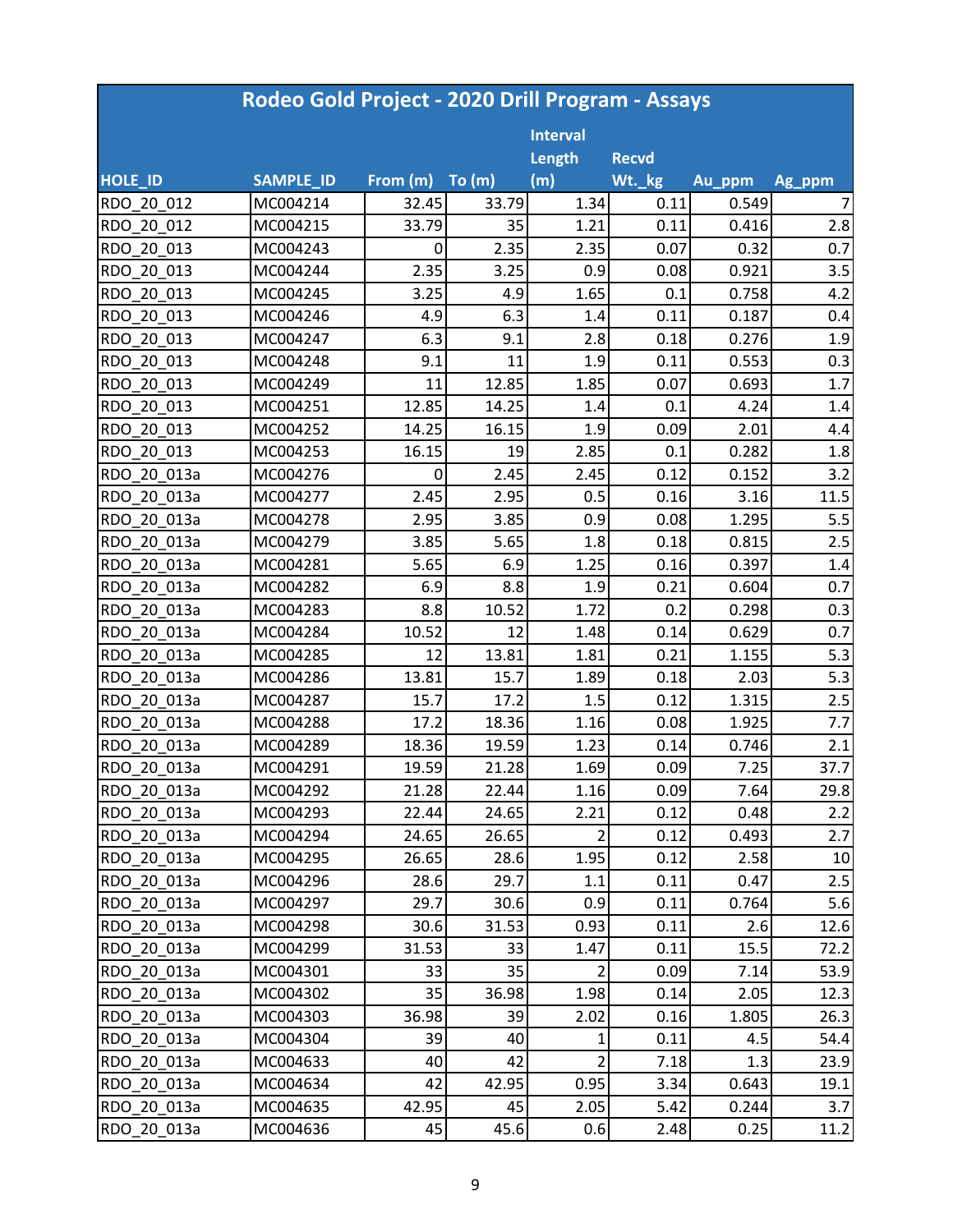# Rodeo Gold Project - 2020 Drill Program - Assays

| HOLE_ID | SAMPLE_ID | From (m) | To (m) | Interval Length (m) | Recvd Wt._kg | Au_ppm | Ag_ppm |
|---|---|---|---|---|---|---|---|
| RDO_20_012 | MC004214 | 32.45 | 33.79 | 1.34 | 0.11 | 0.549 | 7 |
| RDO_20_012 | MC004215 | 33.79 | 35 | 1.21 | 0.11 | 0.416 | 2.8 |
| RDO_20_013 | MC004243 | 0 | 2.35 | 2.35 | 0.07 | 0.32 | 0.7 |
| RDO_20_013 | MC004244 | 2.35 | 3.25 | 0.9 | 0.08 | 0.921 | 3.5 |
| RDO_20_013 | MC004245 | 3.25 | 4.9 | 1.65 | 0.1 | 0.758 | 4.2 |
| RDO_20_013 | MC004246 | 4.9 | 6.3 | 1.4 | 0.11 | 0.187 | 0.4 |
| RDO_20_013 | MC004247 | 6.3 | 9.1 | 2.8 | 0.18 | 0.276 | 1.9 |
| RDO_20_013 | MC004248 | 9.1 | 11 | 1.9 | 0.11 | 0.553 | 0.3 |
| RDO_20_013 | MC004249 | 11 | 12.85 | 1.85 | 0.07 | 0.693 | 1.7 |
| RDO_20_013 | MC004251 | 12.85 | 14.25 | 1.4 | 0.1 | 4.24 | 1.4 |
| RDO_20_013 | MC004252 | 14.25 | 16.15 | 1.9 | 0.09 | 2.01 | 4.4 |
| RDO_20_013 | MC004253 | 16.15 | 19 | 2.85 | 0.1 | 0.282 | 1.8 |
| RDO_20_013a | MC004276 | 0 | 2.45 | 2.45 | 0.12 | 0.152 | 3.2 |
| RDO_20_013a | MC004277 | 2.45 | 2.95 | 0.5 | 0.16 | 3.16 | 11.5 |
| RDO_20_013a | MC004278 | 2.95 | 3.85 | 0.9 | 0.08 | 1.295 | 5.5 |
| RDO_20_013a | MC004279 | 3.85 | 5.65 | 1.8 | 0.18 | 0.815 | 2.5 |
| RDO_20_013a | MC004281 | 5.65 | 6.9 | 1.25 | 0.16 | 0.397 | 1.4 |
| RDO_20_013a | MC004282 | 6.9 | 8.8 | 1.9 | 0.21 | 0.604 | 0.7 |
| RDO_20_013a | MC004283 | 8.8 | 10.52 | 1.72 | 0.2 | 0.298 | 0.3 |
| RDO_20_013a | MC004284 | 10.52 | 12 | 1.48 | 0.14 | 0.629 | 0.7 |
| RDO_20_013a | MC004285 | 12 | 13.81 | 1.81 | 0.21 | 1.155 | 5.3 |
| RDO_20_013a | MC004286 | 13.81 | 15.7 | 1.89 | 0.18 | 2.03 | 5.3 |
| RDO_20_013a | MC004287 | 15.7 | 17.2 | 1.5 | 0.12 | 1.315 | 2.5 |
| RDO_20_013a | MC004288 | 17.2 | 18.36 | 1.16 | 0.08 | 1.925 | 7.7 |
| RDO_20_013a | MC004289 | 18.36 | 19.59 | 1.23 | 0.14 | 0.746 | 2.1 |
| RDO_20_013a | MC004291 | 19.59 | 21.28 | 1.69 | 0.09 | 7.25 | 37.7 |
| RDO_20_013a | MC004292 | 21.28 | 22.44 | 1.16 | 0.09 | 7.64 | 29.8 |
| RDO_20_013a | MC004293 | 22.44 | 24.65 | 2.21 | 0.12 | 0.48 | 2.2 |
| RDO_20_013a | MC004294 | 24.65 | 26.65 | 2 | 0.12 | 0.493 | 2.7 |
| RDO_20_013a | MC004295 | 26.65 | 28.6 | 1.95 | 0.12 | 2.58 | 10 |
| RDO_20_013a | MC004296 | 28.6 | 29.7 | 1.1 | 0.11 | 0.47 | 2.5 |
| RDO_20_013a | MC004297 | 29.7 | 30.6 | 0.9 | 0.11 | 0.764 | 5.6 |
| RDO_20_013a | MC004298 | 30.6 | 31.53 | 0.93 | 0.11 | 2.6 | 12.6 |
| RDO_20_013a | MC004299 | 31.53 | 33 | 1.47 | 0.11 | 15.5 | 72.2 |
| RDO_20_013a | MC004301 | 33 | 35 | 2 | 0.09 | 7.14 | 53.9 |
| RDO_20_013a | MC004302 | 35 | 36.98 | 1.98 | 0.14 | 2.05 | 12.3 |
| RDO_20_013a | MC004303 | 36.98 | 39 | 2.02 | 0.16 | 1.805 | 26.3 |
| RDO_20_013a | MC004304 | 39 | 40 | 1 | 0.11 | 4.5 | 54.4 |
| RDO_20_013a | MC004633 | 40 | 42 | 2 | 7.18 | 1.3 | 23.9 |
| RDO_20_013a | MC004634 | 42 | 42.95 | 0.95 | 3.34 | 0.643 | 19.1 |
| RDO_20_013a | MC004635 | 42.95 | 45 | 2.05 | 5.42 | 0.244 | 3.7 |
| RDO_20_013a | MC004636 | 45 | 45.6 | 0.6 | 2.48 | 0.25 | 11.2 |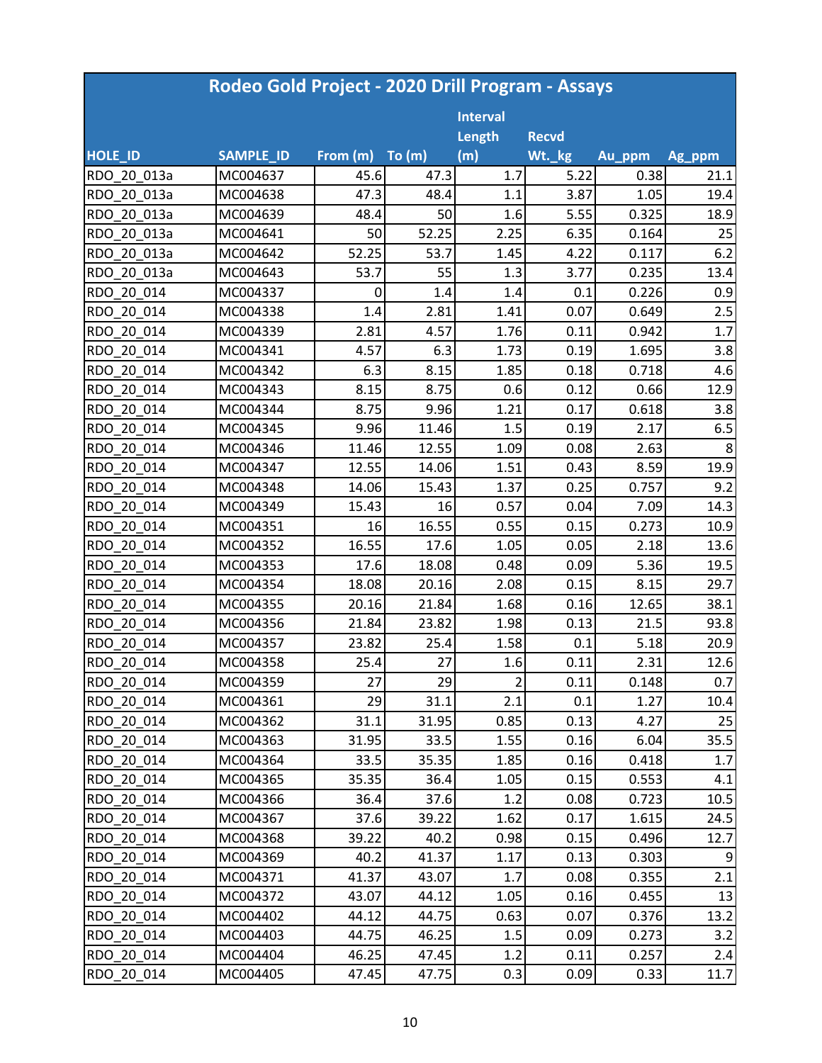## Rodeo Gold Project - 2020 Drill Program - Assays

| HOLE_ID | SAMPLE_ID | From (m) | To (m) | Interval Length (m) | Recvd Wt._kg | Au_ppm | Ag_ppm |
|---|---|---|---|---|---|---|---|
| RDO_20_013a | MC004637 | 45.6 | 47.3 | 1.7 | 5.22 | 0.38 | 21.1 |
| RDO_20_013a | MC004638 | 47.3 | 48.4 | 1.1 | 3.87 | 1.05 | 19.4 |
| RDO_20_013a | MC004639 | 48.4 | 50 | 1.6 | 5.55 | 0.325 | 18.9 |
| RDO_20_013a | MC004641 | 50 | 52.25 | 2.25 | 6.35 | 0.164 | 25 |
| RDO_20_013a | MC004642 | 52.25 | 53.7 | 1.45 | 4.22 | 0.117 | 6.2 |
| RDO_20_013a | MC004643 | 53.7 | 55 | 1.3 | 3.77 | 0.235 | 13.4 |
| RDO_20_014 | MC004337 | 0 | 1.4 | 1.4 | 0.1 | 0.226 | 0.9 |
| RDO_20_014 | MC004338 | 1.4 | 2.81 | 1.41 | 0.07 | 0.649 | 2.5 |
| RDO_20_014 | MC004339 | 2.81 | 4.57 | 1.76 | 0.11 | 0.942 | 1.7 |
| RDO_20_014 | MC004341 | 4.57 | 6.3 | 1.73 | 0.19 | 1.695 | 3.8 |
| RDO_20_014 | MC004342 | 6.3 | 8.15 | 1.85 | 0.18 | 0.718 | 4.6 |
| RDO_20_014 | MC004343 | 8.15 | 8.75 | 0.6 | 0.12 | 0.66 | 12.9 |
| RDO_20_014 | MC004344 | 8.75 | 9.96 | 1.21 | 0.17 | 0.618 | 3.8 |
| RDO_20_014 | MC004345 | 9.96 | 11.46 | 1.5 | 0.19 | 2.17 | 6.5 |
| RDO_20_014 | MC004346 | 11.46 | 12.55 | 1.09 | 0.08 | 2.63 | 8 |
| RDO_20_014 | MC004347 | 12.55 | 14.06 | 1.51 | 0.43 | 8.59 | 19.9 |
| RDO_20_014 | MC004348 | 14.06 | 15.43 | 1.37 | 0.25 | 0.757 | 9.2 |
| RDO_20_014 | MC004349 | 15.43 | 16 | 0.57 | 0.04 | 7.09 | 14.3 |
| RDO_20_014 | MC004351 | 16 | 16.55 | 0.55 | 0.15 | 0.273 | 10.9 |
| RDO_20_014 | MC004352 | 16.55 | 17.6 | 1.05 | 0.05 | 2.18 | 13.6 |
| RDO_20_014 | MC004353 | 17.6 | 18.08 | 0.48 | 0.09 | 5.36 | 19.5 |
| RDO_20_014 | MC004354 | 18.08 | 20.16 | 2.08 | 0.15 | 8.15 | 29.7 |
| RDO_20_014 | MC004355 | 20.16 | 21.84 | 1.68 | 0.16 | 12.65 | 38.1 |
| RDO_20_014 | MC004356 | 21.84 | 23.82 | 1.98 | 0.13 | 21.5 | 93.8 |
| RDO_20_014 | MC004357 | 23.82 | 25.4 | 1.58 | 0.1 | 5.18 | 20.9 |
| RDO_20_014 | MC004358 | 25.4 | 27 | 1.6 | 0.11 | 2.31 | 12.6 |
| RDO_20_014 | MC004359 | 27 | 29 | 2 | 0.11 | 0.148 | 0.7 |
| RDO_20_014 | MC004361 | 29 | 31.1 | 2.1 | 0.1 | 1.27 | 10.4 |
| RDO_20_014 | MC004362 | 31.1 | 31.95 | 0.85 | 0.13 | 4.27 | 25 |
| RDO_20_014 | MC004363 | 31.95 | 33.5 | 1.55 | 0.16 | 6.04 | 35.5 |
| RDO_20_014 | MC004364 | 33.5 | 35.35 | 1.85 | 0.16 | 0.418 | 1.7 |
| RDO_20_014 | MC004365 | 35.35 | 36.4 | 1.05 | 0.15 | 0.553 | 4.1 |
| RDO_20_014 | MC004366 | 36.4 | 37.6 | 1.2 | 0.08 | 0.723 | 10.5 |
| RDO_20_014 | MC004367 | 37.6 | 39.22 | 1.62 | 0.17 | 1.615 | 24.5 |
| RDO_20_014 | MC004368 | 39.22 | 40.2 | 0.98 | 0.15 | 0.496 | 12.7 |
| RDO_20_014 | MC004369 | 40.2 | 41.37 | 1.17 | 0.13 | 0.303 | 9 |
| RDO_20_014 | MC004371 | 41.37 | 43.07 | 1.7 | 0.08 | 0.355 | 2.1 |
| RDO_20_014 | MC004372 | 43.07 | 44.12 | 1.05 | 0.16 | 0.455 | 13 |
| RDO_20_014 | MC004402 | 44.12 | 44.75 | 0.63 | 0.07 | 0.376 | 13.2 |
| RDO_20_014 | MC004403 | 44.75 | 46.25 | 1.5 | 0.09 | 0.273 | 3.2 |
| RDO_20_014 | MC004404 | 46.25 | 47.45 | 1.2 | 0.11 | 0.257 | 2.4 |
| RDO_20_014 | MC004405 | 47.45 | 47.75 | 0.3 | 0.09 | 0.33 | 11.7 |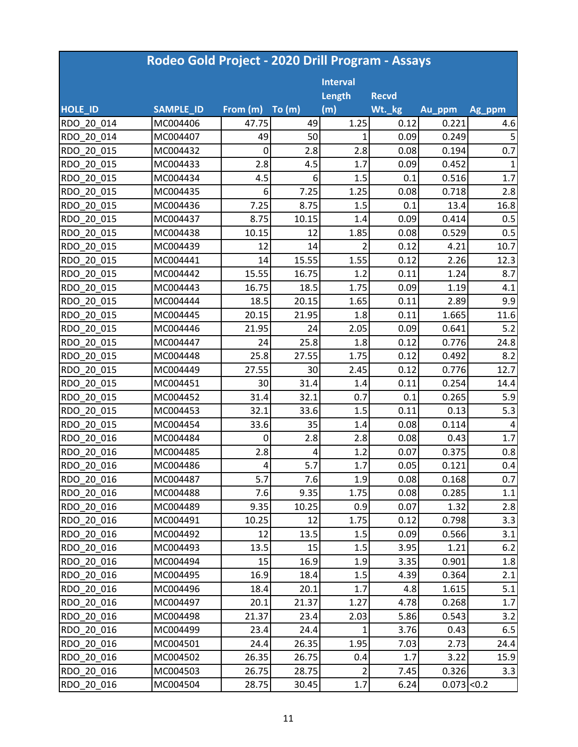| Rodeo Gold Project - 2020 Drill Program - Assays | | | | | | | |
|---|---|---|---|---|---|---|---|
| HOLE_ID | SAMPLE_ID | From (m) | To (m) | Interval Length (m) | Recvd Wt._kg | Au_ppm | Ag_ppm |
| RDO_20_014 | MC004406 | 47.75 | 49 | 1.25 | 0.12 | 0.221 | 4.6 |
| RDO_20_014 | MC004407 | 49 | 50 | 1 | 0.09 | 0.249 | 5 |
| RDO_20_015 | MC004432 | 0 | 2.8 | 2.8 | 0.08 | 0.194 | 0.7 |
| RDO_20_015 | MC004433 | 2.8 | 4.5 | 1.7 | 0.09 | 0.452 | 1 |
| RDO_20_015 | MC004434 | 4.5 | 6 | 1.5 | 0.1 | 0.516 | 1.7 |
| RDO_20_015 | MC004435 | 6 | 7.25 | 1.25 | 0.08 | 0.718 | 2.8 |
| RDO_20_015 | MC004436 | 7.25 | 8.75 | 1.5 | 0.1 | 13.4 | 16.8 |
| RDO_20_015 | MC004437 | 8.75 | 10.15 | 1.4 | 0.09 | 0.414 | 0.5 |
| RDO_20_015 | MC004438 | 10.15 | 12 | 1.85 | 0.08 | 0.529 | 0.5 |
| RDO_20_015 | MC004439 | 12 | 14 | 2 | 0.12 | 4.21 | 10.7 |
| RDO_20_015 | MC004441 | 14 | 15.55 | 1.55 | 0.12 | 2.26 | 12.3 |
| RDO_20_015 | MC004442 | 15.55 | 16.75 | 1.2 | 0.11 | 1.24 | 8.7 |
| RDO_20_015 | MC004443 | 16.75 | 18.5 | 1.75 | 0.09 | 1.19 | 4.1 |
| RDO_20_015 | MC004444 | 18.5 | 20.15 | 1.65 | 0.11 | 2.89 | 9.9 |
| RDO_20_015 | MC004445 | 20.15 | 21.95 | 1.8 | 0.11 | 1.665 | 11.6 |
| RDO_20_015 | MC004446 | 21.95 | 24 | 2.05 | 0.09 | 0.641 | 5.2 |
| RDO_20_015 | MC004447 | 24 | 25.8 | 1.8 | 0.12 | 0.776 | 24.8 |
| RDO_20_015 | MC004448 | 25.8 | 27.55 | 1.75 | 0.12 | 0.492 | 8.2 |
| RDO_20_015 | MC004449 | 27.55 | 30 | 2.45 | 0.12 | 0.776 | 12.7 |
| RDO_20_015 | MC004451 | 30 | 31.4 | 1.4 | 0.11 | 0.254 | 14.4 |
| RDO_20_015 | MC004452 | 31.4 | 32.1 | 0.7 | 0.1 | 0.265 | 5.9 |
| RDO_20_015 | MC004453 | 32.1 | 33.6 | 1.5 | 0.11 | 0.13 | 5.3 |
| RDO_20_015 | MC004454 | 33.6 | 35 | 1.4 | 0.08 | 0.114 | 4 |
| RDO_20_016 | MC004484 | 0 | 2.8 | 2.8 | 0.08 | 0.43 | 1.7 |
| RDO_20_016 | MC004485 | 2.8 | 4 | 1.2 | 0.07 | 0.375 | 0.8 |
| RDO_20_016 | MC004486 | 4 | 5.7 | 1.7 | 0.05 | 0.121 | 0.4 |
| RDO_20_016 | MC004487 | 5.7 | 7.6 | 1.9 | 0.08 | 0.168 | 0.7 |
| RDO_20_016 | MC004488 | 7.6 | 9.35 | 1.75 | 0.08 | 0.285 | 1.1 |
| RDO_20_016 | MC004489 | 9.35 | 10.25 | 0.9 | 0.07 | 1.32 | 2.8 |
| RDO_20_016 | MC004491 | 10.25 | 12 | 1.75 | 0.12 | 0.798 | 3.3 |
| RDO_20_016 | MC004492 | 12 | 13.5 | 1.5 | 0.09 | 0.566 | 3.1 |
| RDO_20_016 | MC004493 | 13.5 | 15 | 1.5 | 3.95 | 1.21 | 6.2 |
| RDO_20_016 | MC004494 | 15 | 16.9 | 1.9 | 3.35 | 0.901 | 1.8 |
| RDO_20_016 | MC004495 | 16.9 | 18.4 | 1.5 | 4.39 | 0.364 | 2.1 |
| RDO_20_016 | MC004496 | 18.4 | 20.1 | 1.7 | 4.8 | 1.615 | 5.1 |
| RDO_20_016 | MC004497 | 20.1 | 21.37 | 1.27 | 4.78 | 0.268 | 1.7 |
| RDO_20_016 | MC004498 | 21.37 | 23.4 | 2.03 | 5.86 | 0.543 | 3.2 |
| RDO_20_016 | MC004499 | 23.4 | 24.4 | 1 | 3.76 | 0.43 | 6.5 |
| RDO_20_016 | MC004501 | 24.4 | 26.35 | 1.95 | 7.03 | 2.73 | 24.4 |
| RDO_20_016 | MC004502 | 26.35 | 26.75 | 0.4 | 1.7 | 3.22 | 15.9 |
| RDO_20_016 | MC004503 | 26.75 | 28.75 | 2 | 7.45 | 0.326 | 3.3 |
| RDO_20_016 | MC004504 | 28.75 | 30.45 | 1.7 | 6.24 | 0.073 | <0.2 |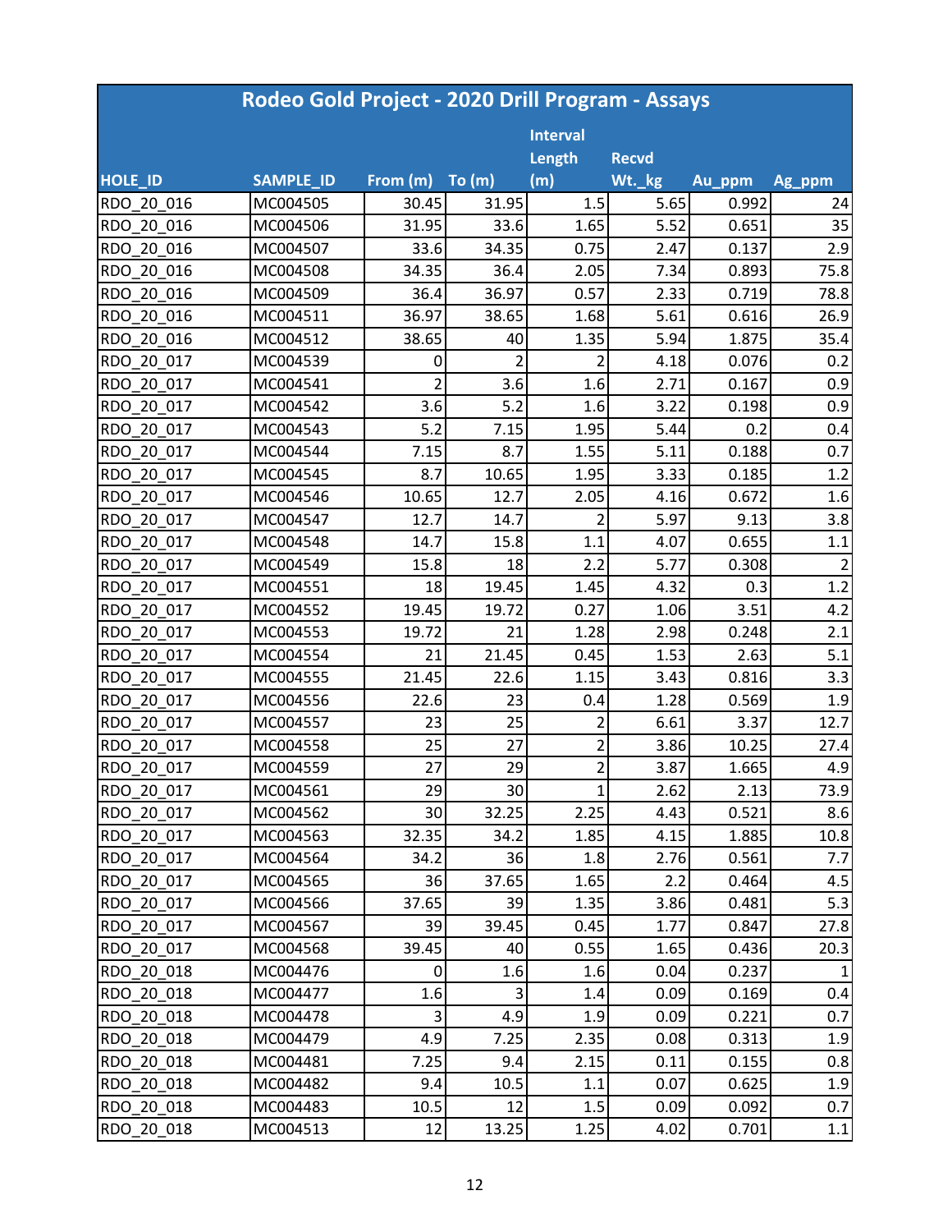# Rodeo Gold Project - 2020 Drill Program - Assays

| HOLE_ID | SAMPLE_ID | From (m) | To (m) | Interval Length (m) | Recvd Wt._kg | Au_ppm | Ag_ppm |
|---|---|---|---|---|---|---|---|
| RDO_20_016 | MC004505 | 30.45 | 31.95 | 1.5 | 5.65 | 0.992 | 24 |
| RDO_20_016 | MC004506 | 31.95 | 33.6 | 1.65 | 5.52 | 0.651 | 35 |
| RDO_20_016 | MC004507 | 33.6 | 34.35 | 0.75 | 2.47 | 0.137 | 2.9 |
| RDO_20_016 | MC004508 | 34.35 | 36.4 | 2.05 | 7.34 | 0.893 | 75.8 |
| RDO_20_016 | MC004509 | 36.4 | 36.97 | 0.57 | 2.33 | 0.719 | 78.8 |
| RDO_20_016 | MC004511 | 36.97 | 38.65 | 1.68 | 5.61 | 0.616 | 26.9 |
| RDO_20_016 | MC004512 | 38.65 | 40 | 1.35 | 5.94 | 1.875 | 35.4 |
| RDO_20_017 | MC004539 | 0 | 2 | 2 | 4.18 | 0.076 | 0.2 |
| RDO_20_017 | MC004541 | 2 | 3.6 | 1.6 | 2.71 | 0.167 | 0.9 |
| RDO_20_017 | MC004542 | 3.6 | 5.2 | 1.6 | 3.22 | 0.198 | 0.9 |
| RDO_20_017 | MC004543 | 5.2 | 7.15 | 1.95 | 5.44 | 0.2 | 0.4 |
| RDO_20_017 | MC004544 | 7.15 | 8.7 | 1.55 | 5.11 | 0.188 | 0.7 |
| RDO_20_017 | MC004545 | 8.7 | 10.65 | 1.95 | 3.33 | 0.185 | 1.2 |
| RDO_20_017 | MC004546 | 10.65 | 12.7 | 2.05 | 4.16 | 0.672 | 1.6 |
| RDO_20_017 | MC004547 | 12.7 | 14.7 | 2 | 5.97 | 9.13 | 3.8 |
| RDO_20_017 | MC004548 | 14.7 | 15.8 | 1.1 | 4.07 | 0.655 | 1.1 |
| RDO_20_017 | MC004549 | 15.8 | 18 | 2.2 | 5.77 | 0.308 | 2 |
| RDO_20_017 | MC004551 | 18 | 19.45 | 1.45 | 4.32 | 0.3 | 1.2 |
| RDO_20_017 | MC004552 | 19.45 | 19.72 | 0.27 | 1.06 | 3.51 | 4.2 |
| RDO_20_017 | MC004553 | 19.72 | 21 | 1.28 | 2.98 | 0.248 | 2.1 |
| RDO_20_017 | MC004554 | 21 | 21.45 | 0.45 | 1.53 | 2.63 | 5.1 |
| RDO_20_017 | MC004555 | 21.45 | 22.6 | 1.15 | 3.43 | 0.816 | 3.3 |
| RDO_20_017 | MC004556 | 22.6 | 23 | 0.4 | 1.28 | 0.569 | 1.9 |
| RDO_20_017 | MC004557 | 23 | 25 | 2 | 6.61 | 3.37 | 12.7 |
| RDO_20_017 | MC004558 | 25 | 27 | 2 | 3.86 | 10.25 | 27.4 |
| RDO_20_017 | MC004559 | 27 | 29 | 2 | 3.87 | 1.665 | 4.9 |
| RDO_20_017 | MC004561 | 29 | 30 | 1 | 2.62 | 2.13 | 73.9 |
| RDO_20_017 | MC004562 | 30 | 32.25 | 2.25 | 4.43 | 0.521 | 8.6 |
| RDO_20_017 | MC004563 | 32.35 | 34.2 | 1.85 | 4.15 | 1.885 | 10.8 |
| RDO_20_017 | MC004564 | 34.2 | 36 | 1.8 | 2.76 | 0.561 | 7.7 |
| RDO_20_017 | MC004565 | 36 | 37.65 | 1.65 | 2.2 | 0.464 | 4.5 |
| RDO_20_017 | MC004566 | 37.65 | 39 | 1.35 | 3.86 | 0.481 | 5.3 |
| RDO_20_017 | MC004567 | 39 | 39.45 | 0.45 | 1.77 | 0.847 | 27.8 |
| RDO_20_017 | MC004568 | 39.45 | 40 | 0.55 | 1.65 | 0.436 | 20.3 |
| RDO_20_018 | MC004476 | 0 | 1.6 | 1.6 | 0.04 | 0.237 | 1 |
| RDO_20_018 | MC004477 | 1.6 | 3 | 1.4 | 0.09 | 0.169 | 0.4 |
| RDO_20_018 | MC004478 | 3 | 4.9 | 1.9 | 0.09 | 0.221 | 0.7 |
| RDO_20_018 | MC004479 | 4.9 | 7.25 | 2.35 | 0.08 | 0.313 | 1.9 |
| RDO_20_018 | MC004481 | 7.25 | 9.4 | 2.15 | 0.11 | 0.155 | 0.8 |
| RDO_20_018 | MC004482 | 9.4 | 10.5 | 1.1 | 0.07 | 0.625 | 1.9 |
| RDO_20_018 | MC004483 | 10.5 | 12 | 1.5 | 0.09 | 0.092 | 0.7 |
| RDO_20_018 | MC004513 | 12 | 13.25 | 1.25 | 4.02 | 0.701 | 1.1 |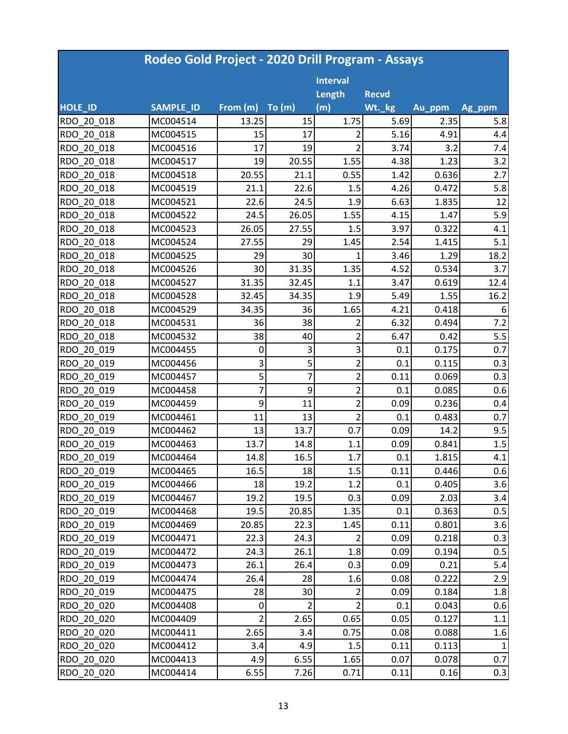| Rodeo Gold Project - 2020 Drill Program - Assays | | | | | | | |
|---|---|---|---|---|---|---|---|
| HOLE_ID | SAMPLE_ID | From (m) | To (m) | Interval Length (m) | Recvd Wt._kg | Au_ppm | Ag_ppm |
| RDO_20_018 | MC004514 | 13.25 | 15 | 1.75 | 5.69 | 2.35 | 5.8 |
| RDO_20_018 | MC004515 | 15 | 17 | 2 | 5.16 | 4.91 | 4.4 |
| RDO_20_018 | MC004516 | 17 | 19 | 2 | 3.74 | 3.2 | 7.4 |
| RDO_20_018 | MC004517 | 19 | 20.55 | 1.55 | 4.38 | 1.23 | 3.2 |
| RDO_20_018 | MC004518 | 20.55 | 21.1 | 0.55 | 1.42 | 0.636 | 2.7 |
| RDO_20_018 | MC004519 | 21.1 | 22.6 | 1.5 | 4.26 | 0.472 | 5.8 |
| RDO_20_018 | MC004521 | 22.6 | 24.5 | 1.9 | 6.63 | 1.835 | 12 |
| RDO_20_018 | MC004522 | 24.5 | 26.05 | 1.55 | 4.15 | 1.47 | 5.9 |
| RDO_20_018 | MC004523 | 26.05 | 27.55 | 1.5 | 3.97 | 0.322 | 4.1 |
| RDO_20_018 | MC004524 | 27.55 | 29 | 1.45 | 2.54 | 1.415 | 5.1 |
| RDO_20_018 | MC004525 | 29 | 30 | 1 | 3.46 | 1.29 | 18.2 |
| RDO_20_018 | MC004526 | 30 | 31.35 | 1.35 | 4.52 | 0.534 | 3.7 |
| RDO_20_018 | MC004527 | 31.35 | 32.45 | 1.1 | 3.47 | 0.619 | 12.4 |
| RDO_20_018 | MC004528 | 32.45 | 34.35 | 1.9 | 5.49 | 1.55 | 16.2 |
| RDO_20_018 | MC004529 | 34.35 | 36 | 1.65 | 4.21 | 0.418 | 6 |
| RDO_20_018 | MC004531 | 36 | 38 | 2 | 6.32 | 0.494 | 7.2 |
| RDO_20_018 | MC004532 | 38 | 40 | 2 | 6.47 | 0.42 | 5.5 |
| RDO_20_019 | MC004455 | 0 | 3 | 3 | 0.1 | 0.175 | 0.7 |
| RDO_20_019 | MC004456 | 3 | 5 | 2 | 0.1 | 0.115 | 0.3 |
| RDO_20_019 | MC004457 | 5 | 7 | 2 | 0.11 | 0.069 | 0.3 |
| RDO_20_019 | MC004458 | 7 | 9 | 2 | 0.1 | 0.085 | 0.6 |
| RDO_20_019 | MC004459 | 9 | 11 | 2 | 0.09 | 0.236 | 0.4 |
| RDO_20_019 | MC004461 | 11 | 13 | 2 | 0.1 | 0.483 | 0.7 |
| RDO_20_019 | MC004462 | 13 | 13.7 | 0.7 | 0.09 | 14.2 | 9.5 |
| RDO_20_019 | MC004463 | 13.7 | 14.8 | 1.1 | 0.09 | 0.841 | 1.5 |
| RDO_20_019 | MC004464 | 14.8 | 16.5 | 1.7 | 0.1 | 1.815 | 4.1 |
| RDO_20_019 | MC004465 | 16.5 | 18 | 1.5 | 0.11 | 0.446 | 0.6 |
| RDO_20_019 | MC004466 | 18 | 19.2 | 1.2 | 0.1 | 0.405 | 3.6 |
| RDO_20_019 | MC004467 | 19.2 | 19.5 | 0.3 | 0.09 | 2.03 | 3.4 |
| RDO_20_019 | MC004468 | 19.5 | 20.85 | 1.35 | 0.1 | 0.363 | 0.5 |
| RDO_20_019 | MC004469 | 20.85 | 22.3 | 1.45 | 0.11 | 0.801 | 3.6 |
| RDO_20_019 | MC004471 | 22.3 | 24.3 | 2 | 0.09 | 0.218 | 0.3 |
| RDO_20_019 | MC004472 | 24.3 | 26.1 | 1.8 | 0.09 | 0.194 | 0.5 |
| RDO_20_019 | MC004473 | 26.1 | 26.4 | 0.3 | 0.09 | 0.21 | 5.4 |
| RDO_20_019 | MC004474 | 26.4 | 28 | 1.6 | 0.08 | 0.222 | 2.9 |
| RDO_20_019 | MC004475 | 28 | 30 | 2 | 0.09 | 0.184 | 1.8 |
| RDO_20_020 | MC004408 | 0 | 2 | 2 | 0.1 | 0.043 | 0.6 |
| RDO_20_020 | MC004409 | 2 | 2.65 | 0.65 | 0.05 | 0.127 | 1.1 |
| RDO_20_020 | MC004411 | 2.65 | 3.4 | 0.75 | 0.08 | 0.088 | 1.6 |
| RDO_20_020 | MC004412 | 3.4 | 4.9 | 1.5 | 0.11 | 0.113 | 1 |
| RDO_20_020 | MC004413 | 4.9 | 6.55 | 1.65 | 0.07 | 0.078 | 0.7 |
| RDO_20_020 | MC004414 | 6.55 | 7.26 | 0.71 | 0.11 | 0.16 | 0.3 |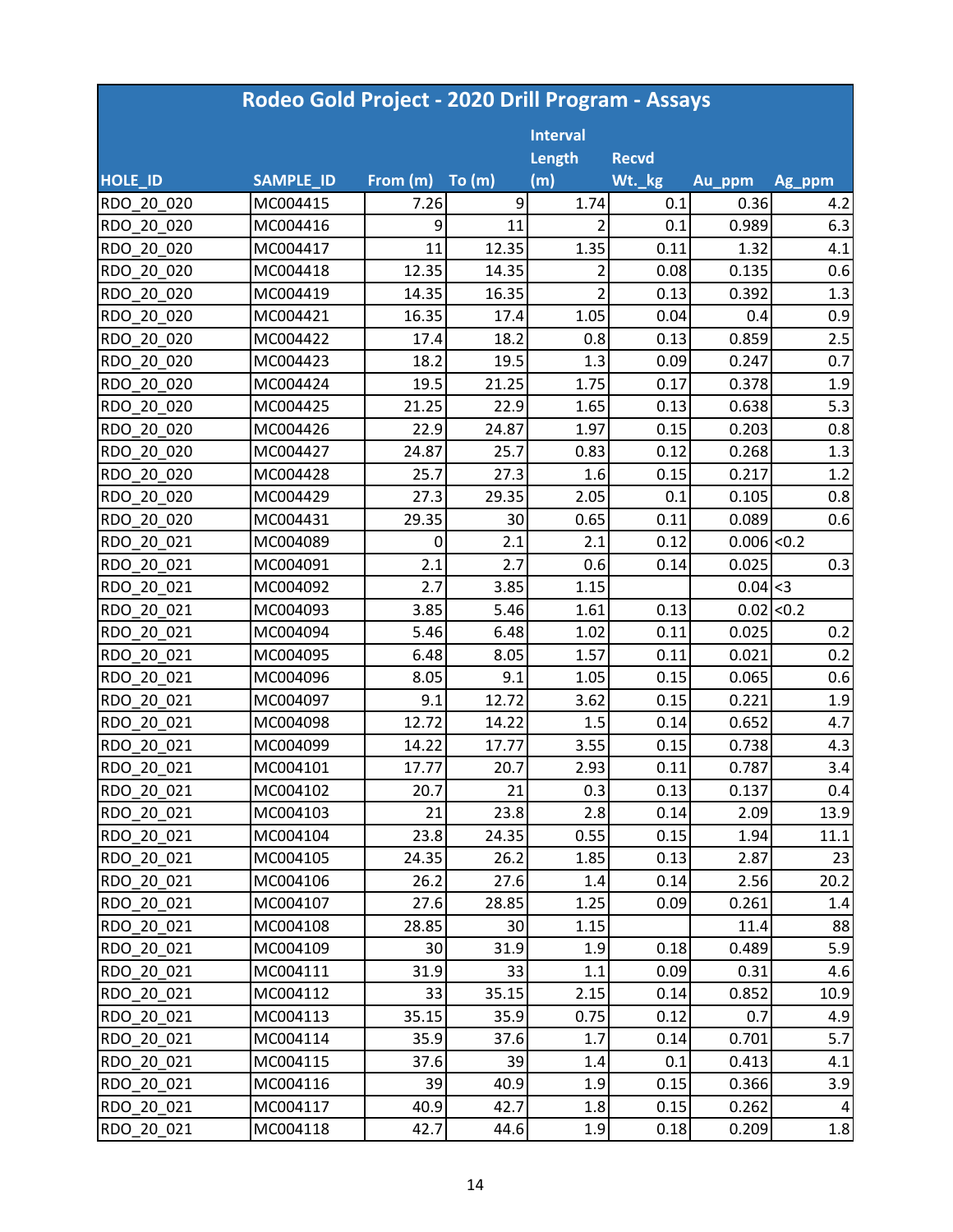# Rodeo Gold Project - 2020 Drill Program - Assays

| HOLE_ID | SAMPLE_ID | From (m) | To (m) | Interval Length (m) | Recvd Wt._kg | Au_ppm | Ag_ppm |
|---|---|---|---|---|---|---|---|
| RDO_20_020 | MC004415 | 7.26 | 9 | 1.74 | 0.1 | 0.36 | 4.2 |
| RDO_20_020 | MC004416 | 9 | 11 | 2 | 0.1 | 0.989 | 6.3 |
| RDO_20_020 | MC004417 | 11 | 12.35 | 1.35 | 0.11 | 1.32 | 4.1 |
| RDO_20_020 | MC004418 | 12.35 | 14.35 | 2 | 0.08 | 0.135 | 0.6 |
| RDO_20_020 | MC004419 | 14.35 | 16.35 | 2 | 0.13 | 0.392 | 1.3 |
| RDO_20_020 | MC004421 | 16.35 | 17.4 | 1.05 | 0.04 | 0.4 | 0.9 |
| RDO_20_020 | MC004422 | 17.4 | 18.2 | 0.8 | 0.13 | 0.859 | 2.5 |
| RDO_20_020 | MC004423 | 18.2 | 19.5 | 1.3 | 0.09 | 0.247 | 0.7 |
| RDO_20_020 | MC004424 | 19.5 | 21.25 | 1.75 | 0.17 | 0.378 | 1.9 |
| RDO_20_020 | MC004425 | 21.25 | 22.9 | 1.65 | 0.13 | 0.638 | 5.3 |
| RDO_20_020 | MC004426 | 22.9 | 24.87 | 1.97 | 0.15 | 0.203 | 0.8 |
| RDO_20_020 | MC004427 | 24.87 | 25.7 | 0.83 | 0.12 | 0.268 | 1.3 |
| RDO_20_020 | MC004428 | 25.7 | 27.3 | 1.6 | 0.15 | 0.217 | 1.2 |
| RDO_20_020 | MC004429 | 27.3 | 29.35 | 2.05 | 0.1 | 0.105 | 0.8 |
| RDO_20_020 | MC004431 | 29.35 | 30 | 0.65 | 0.11 | 0.089 | 0.6 |
| RDO_20_021 | MC004089 | 0 | 2.1 | 2.1 | 0.12 | 0.006 | <0.2 |
| RDO_20_021 | MC004091 | 2.1 | 2.7 | 0.6 | 0.14 | 0.025 | 0.3 |
| RDO_20_021 | MC004092 | 2.7 | 3.85 | 1.15 | | 0.04 | <3 |
| RDO_20_021 | MC004093 | 3.85 | 5.46 | 1.61 | 0.13 | 0.02 | <0.2 |
| RDO_20_021 | MC004094 | 5.46 | 6.48 | 1.02 | 0.11 | 0.025 | 0.2 |
| RDO_20_021 | MC004095 | 6.48 | 8.05 | 1.57 | 0.11 | 0.021 | 0.2 |
| RDO_20_021 | MC004096 | 8.05 | 9.1 | 1.05 | 0.15 | 0.065 | 0.6 |
| RDO_20_021 | MC004097 | 9.1 | 12.72 | 3.62 | 0.15 | 0.221 | 1.9 |
| RDO_20_021 | MC004098 | 12.72 | 14.22 | 1.5 | 0.14 | 0.652 | 4.7 |
| RDO_20_021 | MC004099 | 14.22 | 17.77 | 3.55 | 0.15 | 0.738 | 4.3 |
| RDO_20_021 | MC004101 | 17.77 | 20.7 | 2.93 | 0.11 | 0.787 | 3.4 |
| RDO_20_021 | MC004102 | 20.7 | 21 | 0.3 | 0.13 | 0.137 | 0.4 |
| RDO_20_021 | MC004103 | 21 | 23.8 | 2.8 | 0.14 | 2.09 | 13.9 |
| RDO_20_021 | MC004104 | 23.8 | 24.35 | 0.55 | 0.15 | 1.94 | 11.1 |
| RDO_20_021 | MC004105 | 24.35 | 26.2 | 1.85 | 0.13 | 2.87 | 23 |
| RDO_20_021 | MC004106 | 26.2 | 27.6 | 1.4 | 0.14 | 2.56 | 20.2 |
| RDO_20_021 | MC004107 | 27.6 | 28.85 | 1.25 | 0.09 | 0.261 | 1.4 |
| RDO_20_021 | MC004108 | 28.85 | 30 | 1.15 | | 11.4 | 88 |
| RDO_20_021 | MC004109 | 30 | 31.9 | 1.9 | 0.18 | 0.489 | 5.9 |
| RDO_20_021 | MC004111 | 31.9 | 33 | 1.1 | 0.09 | 0.31 | 4.6 |
| RDO_20_021 | MC004112 | 33 | 35.15 | 2.15 | 0.14 | 0.852 | 10.9 |
| RDO_20_021 | MC004113 | 35.15 | 35.9 | 0.75 | 0.12 | 0.7 | 4.9 |
| RDO_20_021 | MC004114 | 35.9 | 37.6 | 1.7 | 0.14 | 0.701 | 5.7 |
| RDO_20_021 | MC004115 | 37.6 | 39 | 1.4 | 0.1 | 0.413 | 4.1 |
| RDO_20_021 | MC004116 | 39 | 40.9 | 1.9 | 0.15 | 0.366 | 3.9 |
| RDO_20_021 | MC004117 | 40.9 | 42.7 | 1.8 | 0.15 | 0.262 | 4 |
| RDO_20_021 | MC004118 | 42.7 | 44.6 | 1.9 | 0.18 | 0.209 | 1.8 |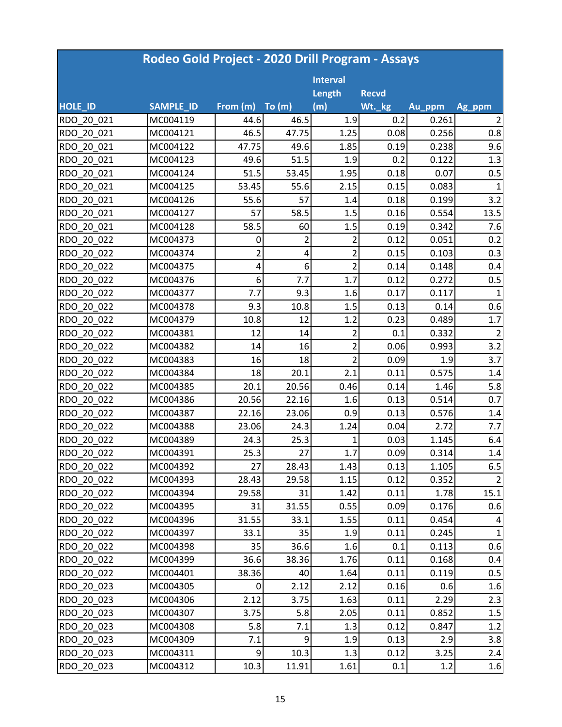| Rodeo Gold Project - 2020 Drill Program - Assays | | | | | | | |
|---|---|---|---|---|---|---|---|
| HOLE_ID | SAMPLE_ID | From (m) | To (m) | Interval Length (m) | Recvd Wt._kg | Au_ppm | Ag_ppm |
| RDO_20_021 | MC004119 | 44.6 | 46.5 | 1.9 | 0.2 | 0.261 | 2 |
| RDO_20_021 | MC004121 | 46.5 | 47.75 | 1.25 | 0.08 | 0.256 | 0.8 |
| RDO_20_021 | MC004122 | 47.75 | 49.6 | 1.85 | 0.19 | 0.238 | 9.6 |
| RDO_20_021 | MC004123 | 49.6 | 51.5 | 1.9 | 0.2 | 0.122 | 1.3 |
| RDO_20_021 | MC004124 | 51.5 | 53.45 | 1.95 | 0.18 | 0.07 | 0.5 |
| RDO_20_021 | MC004125 | 53.45 | 55.6 | 2.15 | 0.15 | 0.083 | 1 |
| RDO_20_021 | MC004126 | 55.6 | 57 | 1.4 | 0.18 | 0.199 | 3.2 |
| RDO_20_021 | MC004127 | 57 | 58.5 | 1.5 | 0.16 | 0.554 | 13.5 |
| RDO_20_021 | MC004128 | 58.5 | 60 | 1.5 | 0.19 | 0.342 | 7.6 |
| RDO_20_022 | MC004373 | 0 | 2 | 2 | 0.12 | 0.051 | 0.2 |
| RDO_20_022 | MC004374 | 2 | 4 | 2 | 0.15 | 0.103 | 0.3 |
| RDO_20_022 | MC004375 | 4 | 6 | 2 | 0.14 | 0.148 | 0.4 |
| RDO_20_022 | MC004376 | 6 | 7.7 | 1.7 | 0.12 | 0.272 | 0.5 |
| RDO_20_022 | MC004377 | 7.7 | 9.3 | 1.6 | 0.17 | 0.117 | 1 |
| RDO_20_022 | MC004378 | 9.3 | 10.8 | 1.5 | 0.13 | 0.14 | 0.6 |
| RDO_20_022 | MC004379 | 10.8 | 12 | 1.2 | 0.23 | 0.489 | 1.7 |
| RDO_20_022 | MC004381 | 12 | 14 | 2 | 0.1 | 0.332 | 2 |
| RDO_20_022 | MC004382 | 14 | 16 | 2 | 0.06 | 0.993 | 3.2 |
| RDO_20_022 | MC004383 | 16 | 18 | 2 | 0.09 | 1.9 | 3.7 |
| RDO_20_022 | MC004384 | 18 | 20.1 | 2.1 | 0.11 | 0.575 | 1.4 |
| RDO_20_022 | MC004385 | 20.1 | 20.56 | 0.46 | 0.14 | 1.46 | 5.8 |
| RDO_20_022 | MC004386 | 20.56 | 22.16 | 1.6 | 0.13 | 0.514 | 0.7 |
| RDO_20_022 | MC004387 | 22.16 | 23.06 | 0.9 | 0.13 | 0.576 | 1.4 |
| RDO_20_022 | MC004388 | 23.06 | 24.3 | 1.24 | 0.04 | 2.72 | 7.7 |
| RDO_20_022 | MC004389 | 24.3 | 25.3 | 1 | 0.03 | 1.145 | 6.4 |
| RDO_20_022 | MC004391 | 25.3 | 27 | 1.7 | 0.09 | 0.314 | 1.4 |
| RDO_20_022 | MC004392 | 27 | 28.43 | 1.43 | 0.13 | 1.105 | 6.5 |
| RDO_20_022 | MC004393 | 28.43 | 29.58 | 1.15 | 0.12 | 0.352 | 2 |
| RDO_20_022 | MC004394 | 29.58 | 31 | 1.42 | 0.11 | 1.78 | 15.1 |
| RDO_20_022 | MC004395 | 31 | 31.55 | 0.55 | 0.09 | 0.176 | 0.6 |
| RDO_20_022 | MC004396 | 31.55 | 33.1 | 1.55 | 0.11 | 0.454 | 4 |
| RDO_20_022 | MC004397 | 33.1 | 35 | 1.9 | 0.11 | 0.245 | 1 |
| RDO_20_022 | MC004398 | 35 | 36.6 | 1.6 | 0.1 | 0.113 | 0.6 |
| RDO_20_022 | MC004399 | 36.6 | 38.36 | 1.76 | 0.11 | 0.168 | 0.4 |
| RDO_20_022 | MC004401 | 38.36 | 40 | 1.64 | 0.11 | 0.119 | 0.5 |
| RDO_20_023 | MC004305 | 0 | 2.12 | 2.12 | 0.16 | 0.6 | 1.6 |
| RDO_20_023 | MC004306 | 2.12 | 3.75 | 1.63 | 0.11 | 2.29 | 2.3 |
| RDO_20_023 | MC004307 | 3.75 | 5.8 | 2.05 | 0.11 | 0.852 | 1.5 |
| RDO_20_023 | MC004308 | 5.8 | 7.1 | 1.3 | 0.12 | 0.847 | 1.2 |
| RDO_20_023 | MC004309 | 7.1 | 9 | 1.9 | 0.13 | 2.9 | 3.8 |
| RDO_20_023 | MC004311 | 9 | 10.3 | 1.3 | 0.12 | 3.25 | 2.4 |
| RDO_20_023 | MC004312 | 10.3 | 11.91 | 1.61 | 0.1 | 1.2 | 1.6 |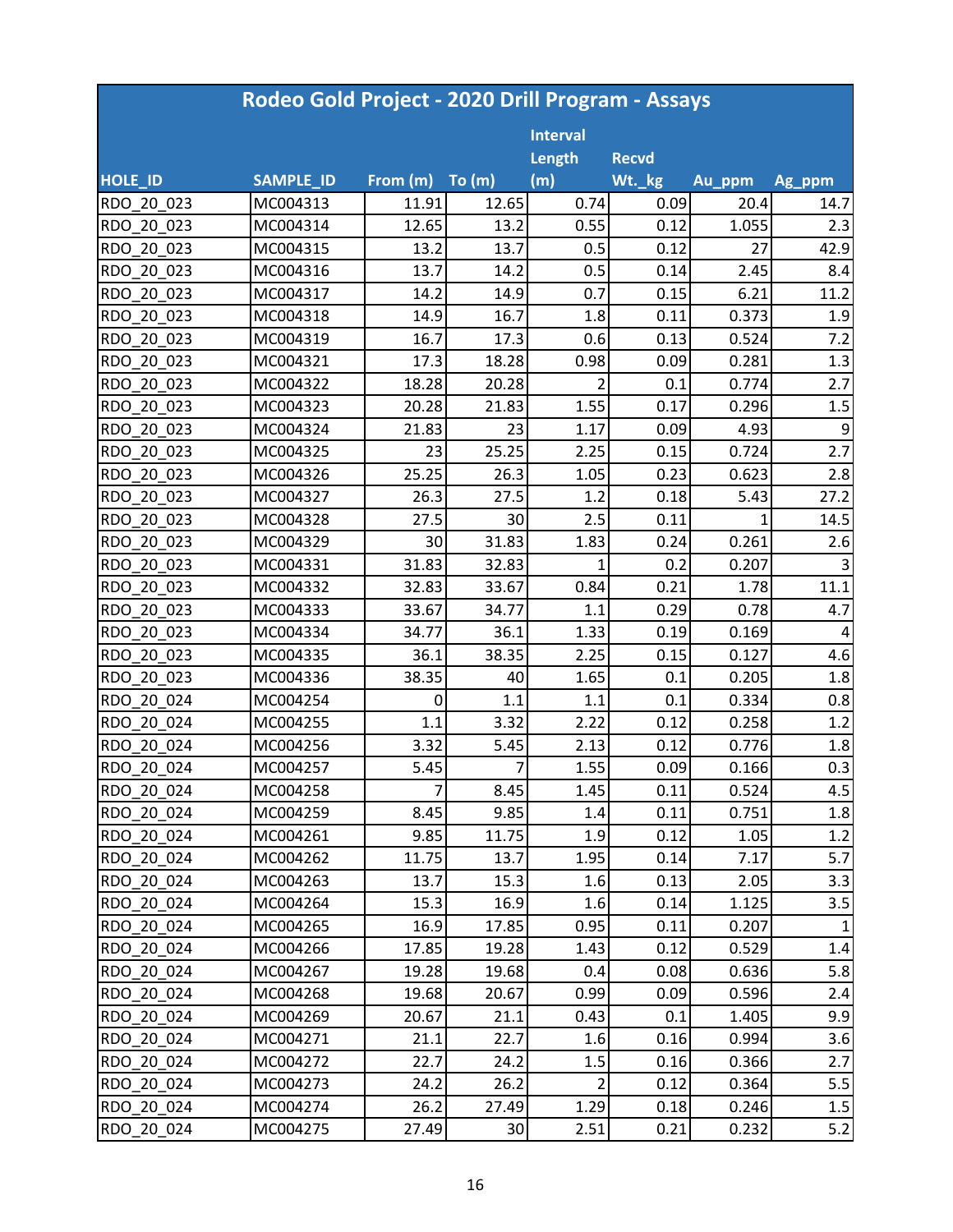| Rodeo Gold Project - 2020 Drill Program - Assays | | | | | | | |
|---|---|---|---|---|---|---|---|
| HOLE_ID | SAMPLE_ID | From (m) | To (m) | Interval Length (m) | Recvd Wt._kg | Au_ppm | Ag_ppm |
| RDO_20_023 | MC004313 | 11.91 | 12.65 | 0.74 | 0.09 | 20.4 | 14.7 |
| RDO_20_023 | MC004314 | 12.65 | 13.2 | 0.55 | 0.12 | 1.055 | 2.3 |
| RDO_20_023 | MC004315 | 13.2 | 13.7 | 0.5 | 0.12 | 27 | 42.9 |
| RDO_20_023 | MC004316 | 13.7 | 14.2 | 0.5 | 0.14 | 2.45 | 8.4 |
| RDO_20_023 | MC004317 | 14.2 | 14.9 | 0.7 | 0.15 | 6.21 | 11.2 |
| RDO_20_023 | MC004318 | 14.9 | 16.7 | 1.8 | 0.11 | 0.373 | 1.9 |
| RDO_20_023 | MC004319 | 16.7 | 17.3 | 0.6 | 0.13 | 0.524 | 7.2 |
| RDO_20_023 | MC004321 | 17.3 | 18.28 | 0.98 | 0.09 | 0.281 | 1.3 |
| RDO_20_023 | MC004322 | 18.28 | 20.28 | 2 | 0.1 | 0.774 | 2.7 |
| RDO_20_023 | MC004323 | 20.28 | 21.83 | 1.55 | 0.17 | 0.296 | 1.5 |
| RDO_20_023 | MC004324 | 21.83 | 23 | 1.17 | 0.09 | 4.93 | 9 |
| RDO_20_023 | MC004325 | 23 | 25.25 | 2.25 | 0.15 | 0.724 | 2.7 |
| RDO_20_023 | MC004326 | 25.25 | 26.3 | 1.05 | 0.23 | 0.623 | 2.8 |
| RDO_20_023 | MC004327 | 26.3 | 27.5 | 1.2 | 0.18 | 5.43 | 27.2 |
| RDO_20_023 | MC004328 | 27.5 | 30 | 2.5 | 0.11 | 1 | 14.5 |
| RDO_20_023 | MC004329 | 30 | 31.83 | 1.83 | 0.24 | 0.261 | 2.6 |
| RDO_20_023 | MC004331 | 31.83 | 32.83 | 1 | 0.2 | 0.207 | 3 |
| RDO_20_023 | MC004332 | 32.83 | 33.67 | 0.84 | 0.21 | 1.78 | 11.1 |
| RDO_20_023 | MC004333 | 33.67 | 34.77 | 1.1 | 0.29 | 0.78 | 4.7 |
| RDO_20_023 | MC004334 | 34.77 | 36.1 | 1.33 | 0.19 | 0.169 | 4 |
| RDO_20_023 | MC004335 | 36.1 | 38.35 | 2.25 | 0.15 | 0.127 | 4.6 |
| RDO_20_023 | MC004336 | 38.35 | 40 | 1.65 | 0.1 | 0.205 | 1.8 |
| RDO_20_024 | MC004254 | 0 | 1.1 | 1.1 | 0.1 | 0.334 | 0.8 |
| RDO_20_024 | MC004255 | 1.1 | 3.32 | 2.22 | 0.12 | 0.258 | 1.2 |
| RDO_20_024 | MC004256 | 3.32 | 5.45 | 2.13 | 0.12 | 0.776 | 1.8 |
| RDO_20_024 | MC004257 | 5.45 | 7 | 1.55 | 0.09 | 0.166 | 0.3 |
| RDO_20_024 | MC004258 | 7 | 8.45 | 1.45 | 0.11 | 0.524 | 4.5 |
| RDO_20_024 | MC004259 | 8.45 | 9.85 | 1.4 | 0.11 | 0.751 | 1.8 |
| RDO_20_024 | MC004261 | 9.85 | 11.75 | 1.9 | 0.12 | 1.05 | 1.2 |
| RDO_20_024 | MC004262 | 11.75 | 13.7 | 1.95 | 0.14 | 7.17 | 5.7 |
| RDO_20_024 | MC004263 | 13.7 | 15.3 | 1.6 | 0.13 | 2.05 | 3.3 |
| RDO_20_024 | MC004264 | 15.3 | 16.9 | 1.6 | 0.14 | 1.125 | 3.5 |
| RDO_20_024 | MC004265 | 16.9 | 17.85 | 0.95 | 0.11 | 0.207 | 1 |
| RDO_20_024 | MC004266 | 17.85 | 19.28 | 1.43 | 0.12 | 0.529 | 1.4 |
| RDO_20_024 | MC004267 | 19.28 | 19.68 | 0.4 | 0.08 | 0.636 | 5.8 |
| RDO_20_024 | MC004268 | 19.68 | 20.67 | 0.99 | 0.09 | 0.596 | 2.4 |
| RDO_20_024 | MC004269 | 20.67 | 21.1 | 0.43 | 0.1 | 1.405 | 9.9 |
| RDO_20_024 | MC004271 | 21.1 | 22.7 | 1.6 | 0.16 | 0.994 | 3.6 |
| RDO_20_024 | MC004272 | 22.7 | 24.2 | 1.5 | 0.16 | 0.366 | 2.7 |
| RDO_20_024 | MC004273 | 24.2 | 26.2 | 2 | 0.12 | 0.364 | 5.5 |
| RDO_20_024 | MC004274 | 26.2 | 27.49 | 1.29 | 0.18 | 0.246 | 1.5 |
| RDO_20_024 | MC004275 | 27.49 | 30 | 2.51 | 0.21 | 0.232 | 5.2 |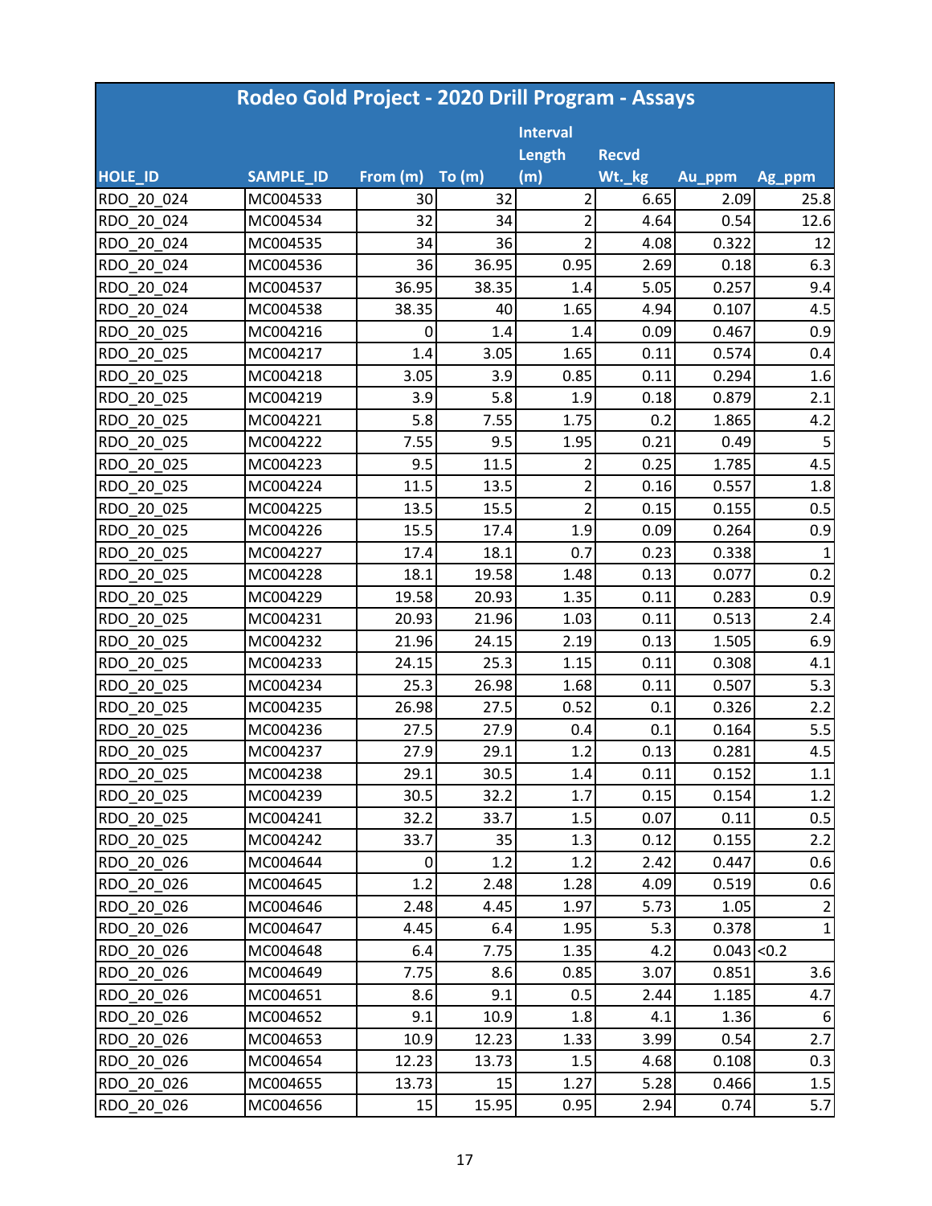| Rodeo Gold Project - 2020 Drill Program - Assays | | | | | | | |
|---|---|---|---|---|---|---|---|
| HOLE_ID | SAMPLE_ID | From (m) | To (m) | Interval Length (m) | Recvd Wt._kg | Au_ppm | Ag_ppm |
| RDO_20_024 | MC004533 | 30 | 32 | 2 | 6.65 | 2.09 | 25.8 |
| RDO_20_024 | MC004534 | 32 | 34 | 2 | 4.64 | 0.54 | 12.6 |
| RDO_20_024 | MC004535 | 34 | 36 | 2 | 4.08 | 0.322 | 12 |
| RDO_20_024 | MC004536 | 36 | 36.95 | 0.95 | 2.69 | 0.18 | 6.3 |
| RDO_20_024 | MC004537 | 36.95 | 38.35 | 1.4 | 5.05 | 0.257 | 9.4 |
| RDO_20_024 | MC004538 | 38.35 | 40 | 1.65 | 4.94 | 0.107 | 4.5 |
| RDO_20_025 | MC004216 | 0 | 1.4 | 1.4 | 0.09 | 0.467 | 0.9 |
| RDO_20_025 | MC004217 | 1.4 | 3.05 | 1.65 | 0.11 | 0.574 | 0.4 |
| RDO_20_025 | MC004218 | 3.05 | 3.9 | 0.85 | 0.11 | 0.294 | 1.6 |
| RDO_20_025 | MC004219 | 3.9 | 5.8 | 1.9 | 0.18 | 0.879 | 2.1 |
| RDO_20_025 | MC004221 | 5.8 | 7.55 | 1.75 | 0.2 | 1.865 | 4.2 |
| RDO_20_025 | MC004222 | 7.55 | 9.5 | 1.95 | 0.21 | 0.49 | 5 |
| RDO_20_025 | MC004223 | 9.5 | 11.5 | 2 | 0.25 | 1.785 | 4.5 |
| RDO_20_025 | MC004224 | 11.5 | 13.5 | 2 | 0.16 | 0.557 | 1.8 |
| RDO_20_025 | MC004225 | 13.5 | 15.5 | 2 | 0.15 | 0.155 | 0.5 |
| RDO_20_025 | MC004226 | 15.5 | 17.4 | 1.9 | 0.09 | 0.264 | 0.9 |
| RDO_20_025 | MC004227 | 17.4 | 18.1 | 0.7 | 0.23 | 0.338 | 1 |
| RDO_20_025 | MC004228 | 18.1 | 19.58 | 1.48 | 0.13 | 0.077 | 0.2 |
| RDO_20_025 | MC004229 | 19.58 | 20.93 | 1.35 | 0.11 | 0.283 | 0.9 |
| RDO_20_025 | MC004231 | 20.93 | 21.96 | 1.03 | 0.11 | 0.513 | 2.4 |
| RDO_20_025 | MC004232 | 21.96 | 24.15 | 2.19 | 0.13 | 1.505 | 6.9 |
| RDO_20_025 | MC004233 | 24.15 | 25.3 | 1.15 | 0.11 | 0.308 | 4.1 |
| RDO_20_025 | MC004234 | 25.3 | 26.98 | 1.68 | 0.11 | 0.507 | 5.3 |
| RDO_20_025 | MC004235 | 26.98 | 27.5 | 0.52 | 0.1 | 0.326 | 2.2 |
| RDO_20_025 | MC004236 | 27.5 | 27.9 | 0.4 | 0.1 | 0.164 | 5.5 |
| RDO_20_025 | MC004237 | 27.9 | 29.1 | 1.2 | 0.13 | 0.281 | 4.5 |
| RDO_20_025 | MC004238 | 29.1 | 30.5 | 1.4 | 0.11 | 0.152 | 1.1 |
| RDO_20_025 | MC004239 | 30.5 | 32.2 | 1.7 | 0.15 | 0.154 | 1.2 |
| RDO_20_025 | MC004241 | 32.2 | 33.7 | 1.5 | 0.07 | 0.11 | 0.5 |
| RDO_20_025 | MC004242 | 33.7 | 35 | 1.3 | 0.12 | 0.155 | 2.2 |
| RDO_20_026 | MC004644 | 0 | 1.2 | 1.2 | 2.42 | 0.447 | 0.6 |
| RDO_20_026 | MC004645 | 1.2 | 2.48 | 1.28 | 4.09 | 0.519 | 0.6 |
| RDO_20_026 | MC004646 | 2.48 | 4.45 | 1.97 | 5.73 | 1.05 | 2 |
| RDO_20_026 | MC004647 | 4.45 | 6.4 | 1.95 | 5.3 | 0.378 | 1 |
| RDO_20_026 | MC004648 | 6.4 | 7.75 | 1.35 | 4.2 | 0.043 | <0.2 |
| RDO_20_026 | MC004649 | 7.75 | 8.6 | 0.85 | 3.07 | 0.851 | 3.6 |
| RDO_20_026 | MC004651 | 8.6 | 9.1 | 0.5 | 2.44 | 1.185 | 4.7 |
| RDO_20_026 | MC004652 | 9.1 | 10.9 | 1.8 | 4.1 | 1.36 | 6 |
| RDO_20_026 | MC004653 | 10.9 | 12.23 | 1.33 | 3.99 | 0.54 | 2.7 |
| RDO_20_026 | MC004654 | 12.23 | 13.73 | 1.5 | 4.68 | 0.108 | 0.3 |
| RDO_20_026 | MC004655 | 13.73 | 15 | 1.27 | 5.28 | 0.466 | 1.5 |
| RDO_20_026 | MC004656 | 15 | 15.95 | 0.95 | 2.94 | 0.74 | 5.7 |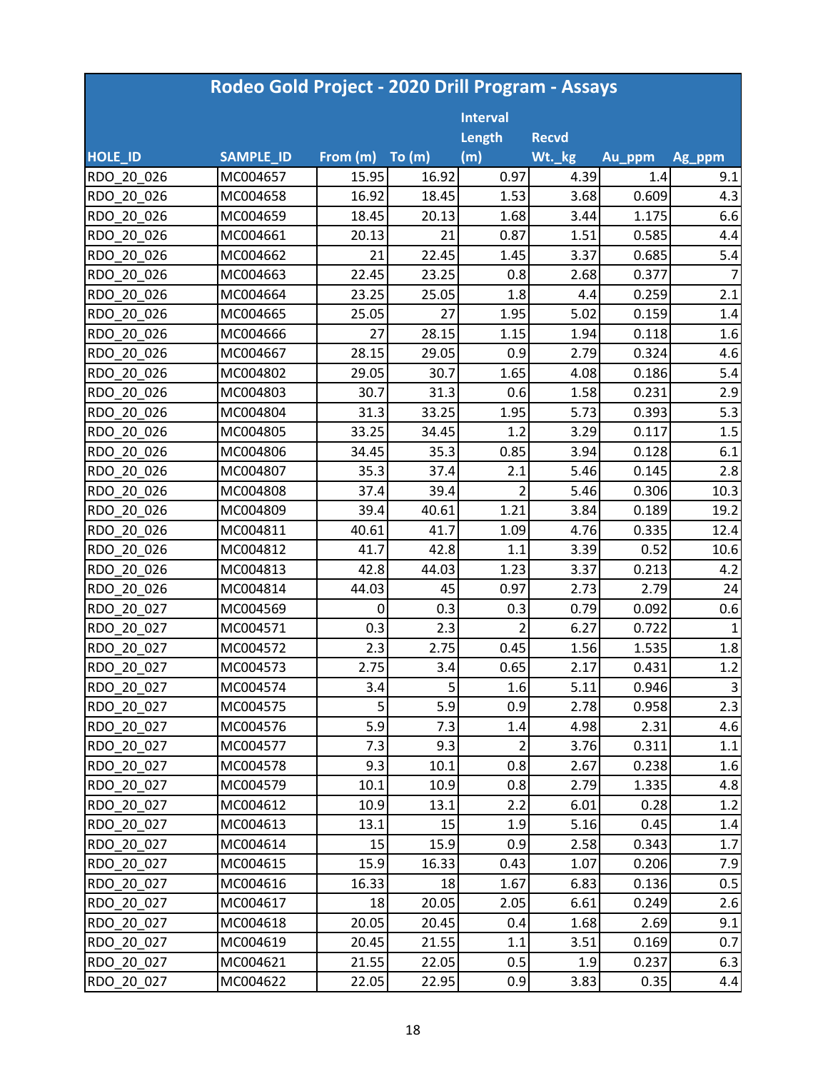| Rodeo Gold Project - 2020 Drill Program - Assays | | | | | | | |
|---|---|---|---|---|---|---|---|
| HOLE_ID | SAMPLE_ID | From (m) | To (m) | Interval Length (m) | Recvd Wt._kg | Au_ppm | Ag_ppm |
| RDO_20_026 | MC004657 | 15.95 | 16.92 | 0.97 | 4.39 | 1.4 | 9.1 |
| RDO_20_026 | MC004658 | 16.92 | 18.45 | 1.53 | 3.68 | 0.609 | 4.3 |
| RDO_20_026 | MC004659 | 18.45 | 20.13 | 1.68 | 3.44 | 1.175 | 6.6 |
| RDO_20_026 | MC004661 | 20.13 | 21 | 0.87 | 1.51 | 0.585 | 4.4 |
| RDO_20_026 | MC004662 | 21 | 22.45 | 1.45 | 3.37 | 0.685 | 5.4 |
| RDO_20_026 | MC004663 | 22.45 | 23.25 | 0.8 | 2.68 | 0.377 | 7 |
| RDO_20_026 | MC004664 | 23.25 | 25.05 | 1.8 | 4.4 | 0.259 | 2.1 |
| RDO_20_026 | MC004665 | 25.05 | 27 | 1.95 | 5.02 | 0.159 | 1.4 |
| RDO_20_026 | MC004666 | 27 | 28.15 | 1.15 | 1.94 | 0.118 | 1.6 |
| RDO_20_026 | MC004667 | 28.15 | 29.05 | 0.9 | 2.79 | 0.324 | 4.6 |
| RDO_20_026 | MC004802 | 29.05 | 30.7 | 1.65 | 4.08 | 0.186 | 5.4 |
| RDO_20_026 | MC004803 | 30.7 | 31.3 | 0.6 | 1.58 | 0.231 | 2.9 |
| RDO_20_026 | MC004804 | 31.3 | 33.25 | 1.95 | 5.73 | 0.393 | 5.3 |
| RDO_20_026 | MC004805 | 33.25 | 34.45 | 1.2 | 3.29 | 0.117 | 1.5 |
| RDO_20_026 | MC004806 | 34.45 | 35.3 | 0.85 | 3.94 | 0.128 | 6.1 |
| RDO_20_026 | MC004807 | 35.3 | 37.4 | 2.1 | 5.46 | 0.145 | 2.8 |
| RDO_20_026 | MC004808 | 37.4 | 39.4 | 2 | 5.46 | 0.306 | 10.3 |
| RDO_20_026 | MC004809 | 39.4 | 40.61 | 1.21 | 3.84 | 0.189 | 19.2 |
| RDO_20_026 | MC004811 | 40.61 | 41.7 | 1.09 | 4.76 | 0.335 | 12.4 |
| RDO_20_026 | MC004812 | 41.7 | 42.8 | 1.1 | 3.39 | 0.52 | 10.6 |
| RDO_20_026 | MC004813 | 42.8 | 44.03 | 1.23 | 3.37 | 0.213 | 4.2 |
| RDO_20_026 | MC004814 | 44.03 | 45 | 0.97 | 2.73 | 2.79 | 24 |
| RDO_20_027 | MC004569 | 0 | 0.3 | 0.3 | 0.79 | 0.092 | 0.6 |
| RDO_20_027 | MC004571 | 0.3 | 2.3 | 2 | 6.27 | 0.722 | 1 |
| RDO_20_027 | MC004572 | 2.3 | 2.75 | 0.45 | 1.56 | 1.535 | 1.8 |
| RDO_20_027 | MC004573 | 2.75 | 3.4 | 0.65 | 2.17 | 0.431 | 1.2 |
| RDO_20_027 | MC004574 | 3.4 | 5 | 1.6 | 5.11 | 0.946 | 3 |
| RDO_20_027 | MC004575 | 5 | 5.9 | 0.9 | 2.78 | 0.958 | 2.3 |
| RDO_20_027 | MC004576 | 5.9 | 7.3 | 1.4 | 4.98 | 2.31 | 4.6 |
| RDO_20_027 | MC004577 | 7.3 | 9.3 | 2 | 3.76 | 0.311 | 1.1 |
| RDO_20_027 | MC004578 | 9.3 | 10.1 | 0.8 | 2.67 | 0.238 | 1.6 |
| RDO_20_027 | MC004579 | 10.1 | 10.9 | 0.8 | 2.79 | 1.335 | 4.8 |
| RDO_20_027 | MC004612 | 10.9 | 13.1 | 2.2 | 6.01 | 0.28 | 1.2 |
| RDO_20_027 | MC004613 | 13.1 | 15 | 1.9 | 5.16 | 0.45 | 1.4 |
| RDO_20_027 | MC004614 | 15 | 15.9 | 0.9 | 2.58 | 0.343 | 1.7 |
| RDO_20_027 | MC004615 | 15.9 | 16.33 | 0.43 | 1.07 | 0.206 | 7.9 |
| RDO_20_027 | MC004616 | 16.33 | 18 | 1.67 | 6.83 | 0.136 | 0.5 |
| RDO_20_027 | MC004617 | 18 | 20.05 | 2.05 | 6.61 | 0.249 | 2.6 |
| RDO_20_027 | MC004618 | 20.05 | 20.45 | 0.4 | 1.68 | 2.69 | 9.1 |
| RDO_20_027 | MC004619 | 20.45 | 21.55 | 1.1 | 3.51 | 0.169 | 0.7 |
| RDO_20_027 | MC004621 | 21.55 | 22.05 | 0.5 | 1.9 | 0.237 | 6.3 |
| RDO_20_027 | MC004622 | 22.05 | 22.95 | 0.9 | 3.83 | 0.35 | 4.4 |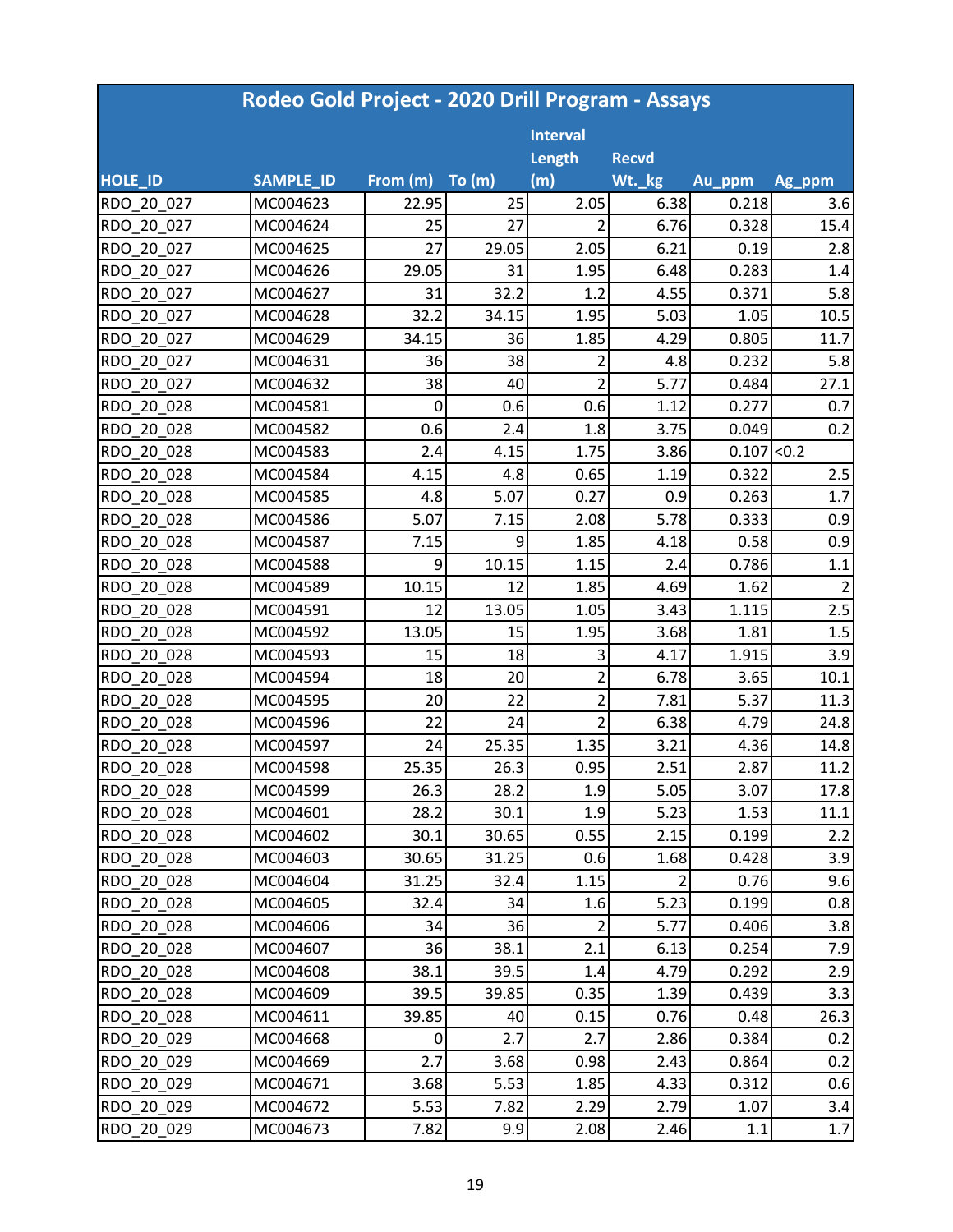| Rodeo Gold Project - 2020 Drill Program - Assays | | | | | | | |
|---|---|---|---|---|---|---|---|
| HOLE_ID | SAMPLE_ID | From (m) | To (m) | Interval Length (m) | Recvd Wt._kg | Au_ppm | Ag_ppm |
| RDO_20_027 | MC004623 | 22.95 | 25 | 2.05 | 6.38 | 0.218 | 3.6 |
| RDO_20_027 | MC004624 | 25 | 27 | 2 | 6.76 | 0.328 | 15.4 |
| RDO_20_027 | MC004625 | 27 | 29.05 | 2.05 | 6.21 | 0.19 | 2.8 |
| RDO_20_027 | MC004626 | 29.05 | 31 | 1.95 | 6.48 | 0.283 | 1.4 |
| RDO_20_027 | MC004627 | 31 | 32.2 | 1.2 | 4.55 | 0.371 | 5.8 |
| RDO_20_027 | MC004628 | 32.2 | 34.15 | 1.95 | 5.03 | 1.05 | 10.5 |
| RDO_20_027 | MC004629 | 34.15 | 36 | 1.85 | 4.29 | 0.805 | 11.7 |
| RDO_20_027 | MC004631 | 36 | 38 | 2 | 4.8 | 0.232 | 5.8 |
| RDO_20_027 | MC004632 | 38 | 40 | 2 | 5.77 | 0.484 | 27.1 |
| RDO_20_028 | MC004581 | 0 | 0.6 | 0.6 | 1.12 | 0.277 | 0.7 |
| RDO_20_028 | MC004582 | 0.6 | 2.4 | 1.8 | 3.75 | 0.049 | 0.2 |
| RDO_20_028 | MC004583 | 2.4 | 4.15 | 1.75 | 3.86 | 0.107 | <0.2 |
| RDO_20_028 | MC004584 | 4.15 | 4.8 | 0.65 | 1.19 | 0.322 | 2.5 |
| RDO_20_028 | MC004585 | 4.8 | 5.07 | 0.27 | 0.9 | 0.263 | 1.7 |
| RDO_20_028 | MC004586 | 5.07 | 7.15 | 2.08 | 5.78 | 0.333 | 0.9 |
| RDO_20_028 | MC004587 | 7.15 | 9 | 1.85 | 4.18 | 0.58 | 0.9 |
| RDO_20_028 | MC004588 | 9 | 10.15 | 1.15 | 2.4 | 0.786 | 1.1 |
| RDO_20_028 | MC004589 | 10.15 | 12 | 1.85 | 4.69 | 1.62 | 2 |
| RDO_20_028 | MC004591 | 12 | 13.05 | 1.05 | 3.43 | 1.115 | 2.5 |
| RDO_20_028 | MC004592 | 13.05 | 15 | 1.95 | 3.68 | 1.81 | 1.5 |
| RDO_20_028 | MC004593 | 15 | 18 | 3 | 4.17 | 1.915 | 3.9 |
| RDO_20_028 | MC004594 | 18 | 20 | 2 | 6.78 | 3.65 | 10.1 |
| RDO_20_028 | MC004595 | 20 | 22 | 2 | 7.81 | 5.37 | 11.3 |
| RDO_20_028 | MC004596 | 22 | 24 | 2 | 6.38 | 4.79 | 24.8 |
| RDO_20_028 | MC004597 | 24 | 25.35 | 1.35 | 3.21 | 4.36 | 14.8 |
| RDO_20_028 | MC004598 | 25.35 | 26.3 | 0.95 | 2.51 | 2.87 | 11.2 |
| RDO_20_028 | MC004599 | 26.3 | 28.2 | 1.9 | 5.05 | 3.07 | 17.8 |
| RDO_20_028 | MC004601 | 28.2 | 30.1 | 1.9 | 5.23 | 1.53 | 11.1 |
| RDO_20_028 | MC004602 | 30.1 | 30.65 | 0.55 | 2.15 | 0.199 | 2.2 |
| RDO_20_028 | MC004603 | 30.65 | 31.25 | 0.6 | 1.68 | 0.428 | 3.9 |
| RDO_20_028 | MC004604 | 31.25 | 32.4 | 1.15 | 2 | 0.76 | 9.6 |
| RDO_20_028 | MC004605 | 32.4 | 34 | 1.6 | 5.23 | 0.199 | 0.8 |
| RDO_20_028 | MC004606 | 34 | 36 | 2 | 5.77 | 0.406 | 3.8 |
| RDO_20_028 | MC004607 | 36 | 38.1 | 2.1 | 6.13 | 0.254 | 7.9 |
| RDO_20_028 | MC004608 | 38.1 | 39.5 | 1.4 | 4.79 | 0.292 | 2.9 |
| RDO_20_028 | MC004609 | 39.5 | 39.85 | 0.35 | 1.39 | 0.439 | 3.3 |
| RDO_20_028 | MC004611 | 39.85 | 40 | 0.15 | 0.76 | 0.48 | 26.3 |
| RDO_20_029 | MC004668 | 0 | 2.7 | 2.7 | 2.86 | 0.384 | 0.2 |
| RDO_20_029 | MC004669 | 2.7 | 3.68 | 0.98 | 2.43 | 0.864 | 0.2 |
| RDO_20_029 | MC004671 | 3.68 | 5.53 | 1.85 | 4.33 | 0.312 | 0.6 |
| RDO_20_029 | MC004672 | 5.53 | 7.82 | 2.29 | 2.79 | 1.07 | 3.4 |
| RDO_20_029 | MC004673 | 7.82 | 9.9 | 2.08 | 2.46 | 1.1 | 1.7 |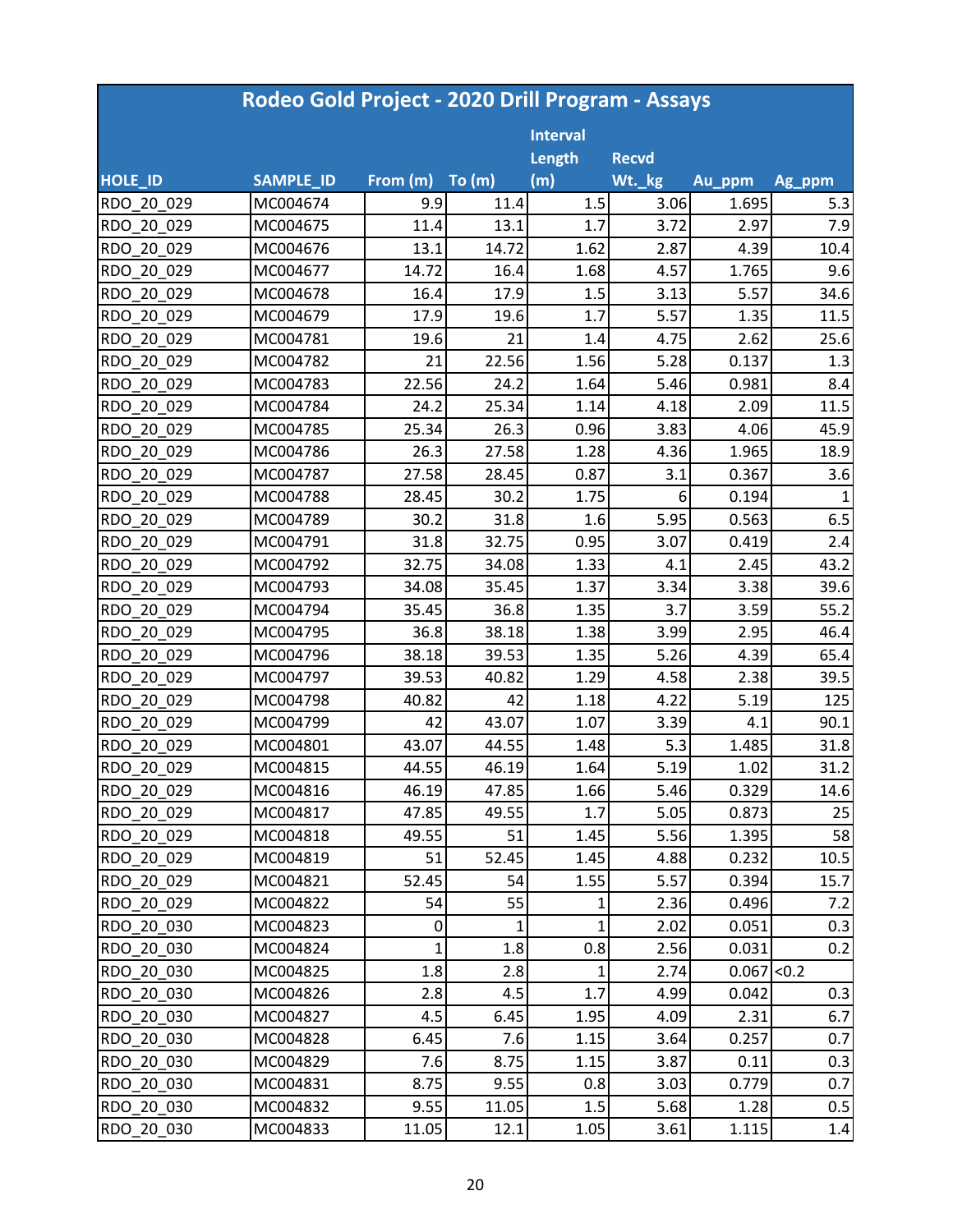| Rodeo Gold Project - 2020 Drill Program - Assays | | | | | | | |
|---|---|---|---|---|---|---|---|
| HOLE_ID | SAMPLE_ID | From (m) | To (m) | Interval Length (m) | Recvd Wt._kg | Au_ppm | Ag_ppm |
| RDO_20_029 | MC004674 | 9.9 | 11.4 | 1.5 | 3.06 | 1.695 | 5.3 |
| RDO_20_029 | MC004675 | 11.4 | 13.1 | 1.7 | 3.72 | 2.97 | 7.9 |
| RDO_20_029 | MC004676 | 13.1 | 14.72 | 1.62 | 2.87 | 4.39 | 10.4 |
| RDO_20_029 | MC004677 | 14.72 | 16.4 | 1.68 | 4.57 | 1.765 | 9.6 |
| RDO_20_029 | MC004678 | 16.4 | 17.9 | 1.5 | 3.13 | 5.57 | 34.6 |
| RDO_20_029 | MC004679 | 17.9 | 19.6 | 1.7 | 5.57 | 1.35 | 11.5 |
| RDO_20_029 | MC004781 | 19.6 | 21 | 1.4 | 4.75 | 2.62 | 25.6 |
| RDO_20_029 | MC004782 | 21 | 22.56 | 1.56 | 5.28 | 0.137 | 1.3 |
| RDO_20_029 | MC004783 | 22.56 | 24.2 | 1.64 | 5.46 | 0.981 | 8.4 |
| RDO_20_029 | MC004784 | 24.2 | 25.34 | 1.14 | 4.18 | 2.09 | 11.5 |
| RDO_20_029 | MC004785 | 25.34 | 26.3 | 0.96 | 3.83 | 4.06 | 45.9 |
| RDO_20_029 | MC004786 | 26.3 | 27.58 | 1.28 | 4.36 | 1.965 | 18.9 |
| RDO_20_029 | MC004787 | 27.58 | 28.45 | 0.87 | 3.1 | 0.367 | 3.6 |
| RDO_20_029 | MC004788 | 28.45 | 30.2 | 1.75 | 6 | 0.194 | 1 |
| RDO_20_029 | MC004789 | 30.2 | 31.8 | 1.6 | 5.95 | 0.563 | 6.5 |
| RDO_20_029 | MC004791 | 31.8 | 32.75 | 0.95 | 3.07 | 0.419 | 2.4 |
| RDO_20_029 | MC004792 | 32.75 | 34.08 | 1.33 | 4.1 | 2.45 | 43.2 |
| RDO_20_029 | MC004793 | 34.08 | 35.45 | 1.37 | 3.34 | 3.38 | 39.6 |
| RDO_20_029 | MC004794 | 35.45 | 36.8 | 1.35 | 3.7 | 3.59 | 55.2 |
| RDO_20_029 | MC004795 | 36.8 | 38.18 | 1.38 | 3.99 | 2.95 | 46.4 |
| RDO_20_029 | MC004796 | 38.18 | 39.53 | 1.35 | 5.26 | 4.39 | 65.4 |
| RDO_20_029 | MC004797 | 39.53 | 40.82 | 1.29 | 4.58 | 2.38 | 39.5 |
| RDO_20_029 | MC004798 | 40.82 | 42 | 1.18 | 4.22 | 5.19 | 125 |
| RDO_20_029 | MC004799 | 42 | 43.07 | 1.07 | 3.39 | 4.1 | 90.1 |
| RDO_20_029 | MC004801 | 43.07 | 44.55 | 1.48 | 5.3 | 1.485 | 31.8 |
| RDO_20_029 | MC004815 | 44.55 | 46.19 | 1.64 | 5.19 | 1.02 | 31.2 |
| RDO_20_029 | MC004816 | 46.19 | 47.85 | 1.66 | 5.46 | 0.329 | 14.6 |
| RDO_20_029 | MC004817 | 47.85 | 49.55 | 1.7 | 5.05 | 0.873 | 25 |
| RDO_20_029 | MC004818 | 49.55 | 51 | 1.45 | 5.56 | 1.395 | 58 |
| RDO_20_029 | MC004819 | 51 | 52.45 | 1.45 | 4.88 | 0.232 | 10.5 |
| RDO_20_029 | MC004821 | 52.45 | 54 | 1.55 | 5.57 | 0.394 | 15.7 |
| RDO_20_029 | MC004822 | 54 | 55 | 1 | 2.36 | 0.496 | 7.2 |
| RDO_20_030 | MC004823 | 0 | 1 | 1 | 2.02 | 0.051 | 0.3 |
| RDO_20_030 | MC004824 | 1 | 1.8 | 0.8 | 2.56 | 0.031 | 0.2 |
| RDO_20_030 | MC004825 | 1.8 | 2.8 | 1 | 2.74 | 0.067 | <0.2 |
| RDO_20_030 | MC004826 | 2.8 | 4.5 | 1.7 | 4.99 | 0.042 | 0.3 |
| RDO_20_030 | MC004827 | 4.5 | 6.45 | 1.95 | 4.09 | 2.31 | 6.7 |
| RDO_20_030 | MC004828 | 6.45 | 7.6 | 1.15 | 3.64 | 0.257 | 0.7 |
| RDO_20_030 | MC004829 | 7.6 | 8.75 | 1.15 | 3.87 | 0.11 | 0.3 |
| RDO_20_030 | MC004831 | 8.75 | 9.55 | 0.8 | 3.03 | 0.779 | 0.7 |
| RDO_20_030 | MC004832 | 9.55 | 11.05 | 1.5 | 5.68 | 1.28 | 0.5 |
| RDO_20_030 | MC004833 | 11.05 | 12.1 | 1.05 | 3.61 | 1.115 | 1.4 |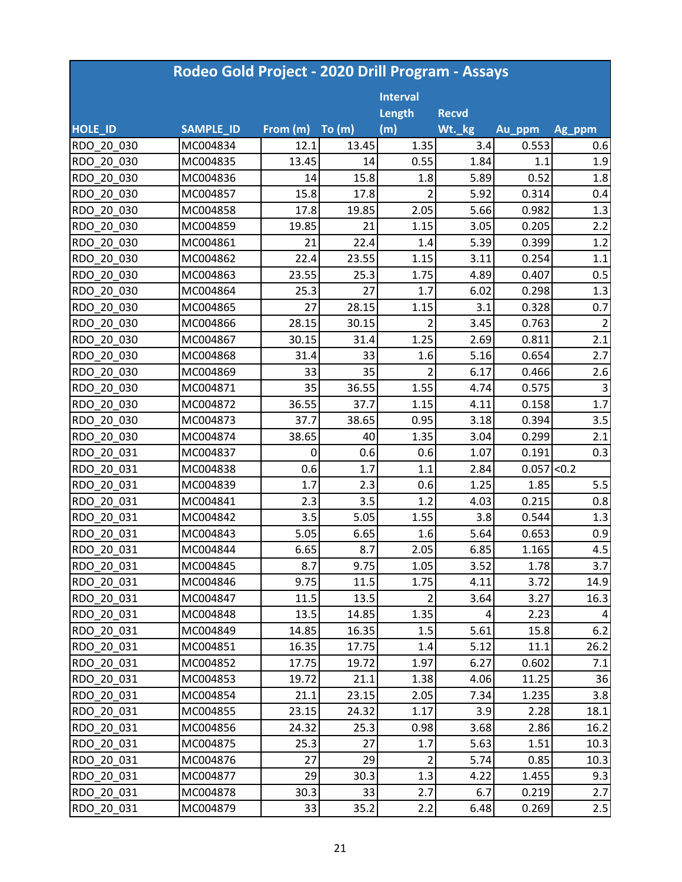| Rodeo Gold Project - 2020 Drill Program - Assays | | | | | | | |
|---|---|---|---|---|---|---|---|
| HOLE_ID | SAMPLE_ID | From (m) | To (m) | Interval Length (m) | Recvd Wt._kg | Au_ppm | Ag_ppm |
| RDO_20_030 | MC004834 | 12.1 | 13.45 | 1.35 | 3.4 | 0.553 | 0.6 |
| RDO_20_030 | MC004835 | 13.45 | 14 | 0.55 | 1.84 | 1.1 | 1.9 |
| RDO_20_030 | MC004836 | 14 | 15.8 | 1.8 | 5.89 | 0.52 | 1.8 |
| RDO_20_030 | MC004857 | 15.8 | 17.8 | 2 | 5.92 | 0.314 | 0.4 |
| RDO_20_030 | MC004858 | 17.8 | 19.85 | 2.05 | 5.66 | 0.982 | 1.3 |
| RDO_20_030 | MC004859 | 19.85 | 21 | 1.15 | 3.05 | 0.205 | 2.2 |
| RDO_20_030 | MC004861 | 21 | 22.4 | 1.4 | 5.39 | 0.399 | 1.2 |
| RDO_20_030 | MC004862 | 22.4 | 23.55 | 1.15 | 3.11 | 0.254 | 1.1 |
| RDO_20_030 | MC004863 | 23.55 | 25.3 | 1.75 | 4.89 | 0.407 | 0.5 |
| RDO_20_030 | MC004864 | 25.3 | 27 | 1.7 | 6.02 | 0.298 | 1.3 |
| RDO_20_030 | MC004865 | 27 | 28.15 | 1.15 | 3.1 | 0.328 | 0.7 |
| RDO_20_030 | MC004866 | 28.15 | 30.15 | 2 | 3.45 | 0.763 | 2 |
| RDO_20_030 | MC004867 | 30.15 | 31.4 | 1.25 | 2.69 | 0.811 | 2.1 |
| RDO_20_030 | MC004868 | 31.4 | 33 | 1.6 | 5.16 | 0.654 | 2.7 |
| RDO_20_030 | MC004869 | 33 | 35 | 2 | 6.17 | 0.466 | 2.6 |
| RDO_20_030 | MC004871 | 35 | 36.55 | 1.55 | 4.74 | 0.575 | 3 |
| RDO_20_030 | MC004872 | 36.55 | 37.7 | 1.15 | 4.11 | 0.158 | 1.7 |
| RDO_20_030 | MC004873 | 37.7 | 38.65 | 0.95 | 3.18 | 0.394 | 3.5 |
| RDO_20_030 | MC004874 | 38.65 | 40 | 1.35 | 3.04 | 0.299 | 2.1 |
| RDO_20_031 | MC004837 | 0 | 0.6 | 0.6 | 1.07 | 0.191 | 0.3 |
| RDO_20_031 | MC004838 | 0.6 | 1.7 | 1.1 | 2.84 | 0.057 | <0.2 |
| RDO_20_031 | MC004839 | 1.7 | 2.3 | 0.6 | 1.25 | 1.85 | 5.5 |
| RDO_20_031 | MC004841 | 2.3 | 3.5 | 1.2 | 4.03 | 0.215 | 0.8 |
| RDO_20_031 | MC004842 | 3.5 | 5.05 | 1.55 | 3.8 | 0.544 | 1.3 |
| RDO_20_031 | MC004843 | 5.05 | 6.65 | 1.6 | 5.64 | 0.653 | 0.9 |
| RDO_20_031 | MC004844 | 6.65 | 8.7 | 2.05 | 6.85 | 1.165 | 4.5 |
| RDO_20_031 | MC004845 | 8.7 | 9.75 | 1.05 | 3.52 | 1.78 | 3.7 |
| RDO_20_031 | MC004846 | 9.75 | 11.5 | 1.75 | 4.11 | 3.72 | 14.9 |
| RDO_20_031 | MC004847 | 11.5 | 13.5 | 2 | 3.64 | 3.27 | 16.3 |
| RDO_20_031 | MC004848 | 13.5 | 14.85 | 1.35 | 4 | 2.23 | 4 |
| RDO_20_031 | MC004849 | 14.85 | 16.35 | 1.5 | 5.61 | 15.8 | 6.2 |
| RDO_20_031 | MC004851 | 16.35 | 17.75 | 1.4 | 5.12 | 11.1 | 26.2 |
| RDO_20_031 | MC004852 | 17.75 | 19.72 | 1.97 | 6.27 | 0.602 | 7.1 |
| RDO_20_031 | MC004853 | 19.72 | 21.1 | 1.38 | 4.06 | 11.25 | 36 |
| RDO_20_031 | MC004854 | 21.1 | 23.15 | 2.05 | 7.34 | 1.235 | 3.8 |
| RDO_20_031 | MC004855 | 23.15 | 24.32 | 1.17 | 3.9 | 2.28 | 18.1 |
| RDO_20_031 | MC004856 | 24.32 | 25.3 | 0.98 | 3.68 | 2.86 | 16.2 |
| RDO_20_031 | MC004875 | 25.3 | 27 | 1.7 | 5.63 | 1.51 | 10.3 |
| RDO_20_031 | MC004876 | 27 | 29 | 2 | 5.74 | 0.85 | 10.3 |
| RDO_20_031 | MC004877 | 29 | 30.3 | 1.3 | 4.22 | 1.455 | 9.3 |
| RDO_20_031 | MC004878 | 30.3 | 33 | 2.7 | 6.7 | 0.219 | 2.7 |
| RDO_20_031 | MC004879 | 33 | 35.2 | 2.2 | 6.48 | 0.269 | 2.5 |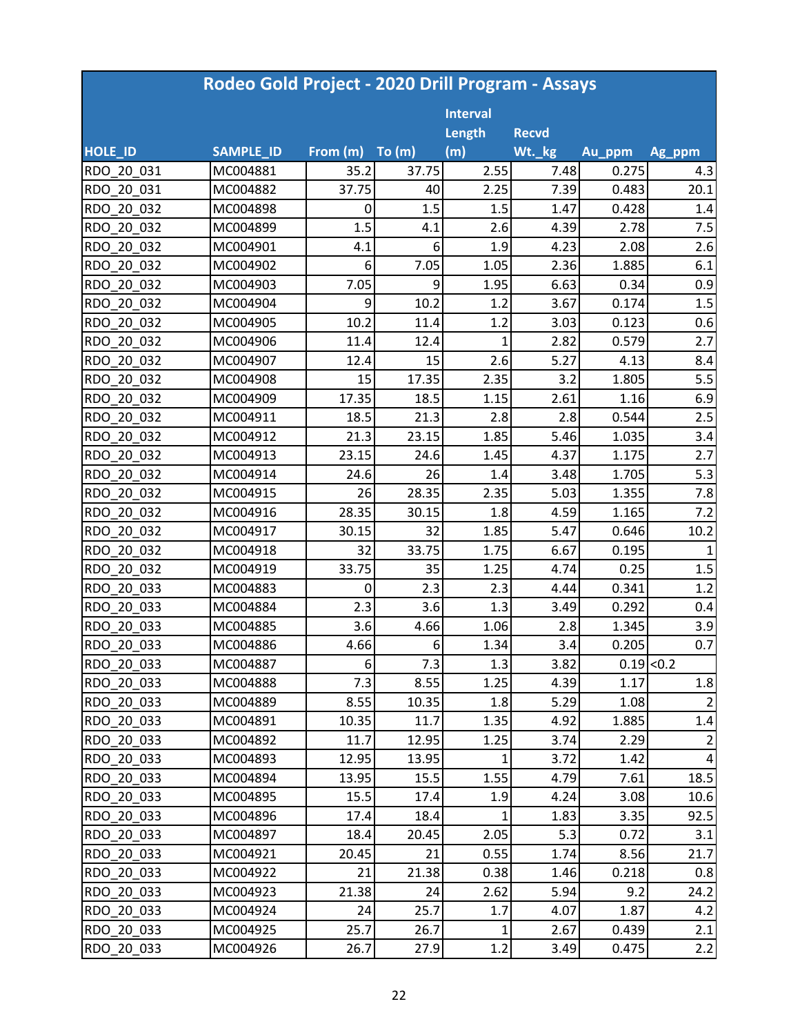| Rodeo Gold Project - 2020 Drill Program - Assays | | | | | | | |
|---|---|---|---|---|---|---|---|
| HOLE_ID | SAMPLE_ID | From (m) | To (m) | Interval Length (m) | Recvd Wt._kg | Au_ppm | Ag_ppm |
| RDO_20_031 | MC004881 | 35.2 | 37.75 | 2.55 | 7.48 | 0.275 | 4.3 |
| RDO_20_031 | MC004882 | 37.75 | 40 | 2.25 | 7.39 | 0.483 | 20.1 |
| RDO_20_032 | MC004898 | 0 | 1.5 | 1.5 | 1.47 | 0.428 | 1.4 |
| RDO_20_032 | MC004899 | 1.5 | 4.1 | 2.6 | 4.39 | 2.78 | 7.5 |
| RDO_20_032 | MC004901 | 4.1 | 6 | 1.9 | 4.23 | 2.08 | 2.6 |
| RDO_20_032 | MC004902 | 6 | 7.05 | 1.05 | 2.36 | 1.885 | 6.1 |
| RDO_20_032 | MC004903 | 7.05 | 9 | 1.95 | 6.63 | 0.34 | 0.9 |
| RDO_20_032 | MC004904 | 9 | 10.2 | 1.2 | 3.67 | 0.174 | 1.5 |
| RDO_20_032 | MC004905 | 10.2 | 11.4 | 1.2 | 3.03 | 0.123 | 0.6 |
| RDO_20_032 | MC004906 | 11.4 | 12.4 | 1 | 2.82 | 0.579 | 2.7 |
| RDO_20_032 | MC004907 | 12.4 | 15 | 2.6 | 5.27 | 4.13 | 8.4 |
| RDO_20_032 | MC004908 | 15 | 17.35 | 2.35 | 3.2 | 1.805 | 5.5 |
| RDO_20_032 | MC004909 | 17.35 | 18.5 | 1.15 | 2.61 | 1.16 | 6.9 |
| RDO_20_032 | MC004911 | 18.5 | 21.3 | 2.8 | 2.8 | 0.544 | 2.5 |
| RDO_20_032 | MC004912 | 21.3 | 23.15 | 1.85 | 5.46 | 1.035 | 3.4 |
| RDO_20_032 | MC004913 | 23.15 | 24.6 | 1.45 | 4.37 | 1.175 | 2.7 |
| RDO_20_032 | MC004914 | 24.6 | 26 | 1.4 | 3.48 | 1.705 | 5.3 |
| RDO_20_032 | MC004915 | 26 | 28.35 | 2.35 | 5.03 | 1.355 | 7.8 |
| RDO_20_032 | MC004916 | 28.35 | 30.15 | 1.8 | 4.59 | 1.165 | 7.2 |
| RDO_20_032 | MC004917 | 30.15 | 32 | 1.85 | 5.47 | 0.646 | 10.2 |
| RDO_20_032 | MC004918 | 32 | 33.75 | 1.75 | 6.67 | 0.195 | 1 |
| RDO_20_032 | MC004919 | 33.75 | 35 | 1.25 | 4.74 | 0.25 | 1.5 |
| RDO_20_033 | MC004883 | 0 | 2.3 | 2.3 | 4.44 | 0.341 | 1.2 |
| RDO_20_033 | MC004884 | 2.3 | 3.6 | 1.3 | 3.49 | 0.292 | 0.4 |
| RDO_20_033 | MC004885 | 3.6 | 4.66 | 1.06 | 2.8 | 1.345 | 3.9 |
| RDO_20_033 | MC004886 | 4.66 | 6 | 1.34 | 3.4 | 0.205 | 0.7 |
| RDO_20_033 | MC004887 | 6 | 7.3 | 1.3 | 3.82 | 0.19 | <0.2 |
| RDO_20_033 | MC004888 | 7.3 | 8.55 | 1.25 | 4.39 | 1.17 | 1.8 |
| RDO_20_033 | MC004889 | 8.55 | 10.35 | 1.8 | 5.29 | 1.08 | 2 |
| RDO_20_033 | MC004891 | 10.35 | 11.7 | 1.35 | 4.92 | 1.885 | 1.4 |
| RDO_20_033 | MC004892 | 11.7 | 12.95 | 1.25 | 3.74 | 2.29 | 2 |
| RDO_20_033 | MC004893 | 12.95 | 13.95 | 1 | 3.72 | 1.42 | 4 |
| RDO_20_033 | MC004894 | 13.95 | 15.5 | 1.55 | 4.79 | 7.61 | 18.5 |
| RDO_20_033 | MC004895 | 15.5 | 17.4 | 1.9 | 4.24 | 3.08 | 10.6 |
| RDO_20_033 | MC004896 | 17.4 | 18.4 | 1 | 1.83 | 3.35 | 92.5 |
| RDO_20_033 | MC004897 | 18.4 | 20.45 | 2.05 | 5.3 | 0.72 | 3.1 |
| RDO_20_033 | MC004921 | 20.45 | 21 | 0.55 | 1.74 | 8.56 | 21.7 |
| RDO_20_033 | MC004922 | 21 | 21.38 | 0.38 | 1.46 | 0.218 | 0.8 |
| RDO_20_033 | MC004923 | 21.38 | 24 | 2.62 | 5.94 | 9.2 | 24.2 |
| RDO_20_033 | MC004924 | 24 | 25.7 | 1.7 | 4.07 | 1.87 | 4.2 |
| RDO_20_033 | MC004925 | 25.7 | 26.7 | 1 | 2.67 | 0.439 | 2.1 |
| RDO_20_033 | MC004926 | 26.7 | 27.9 | 1.2 | 3.49 | 0.475 | 2.2 |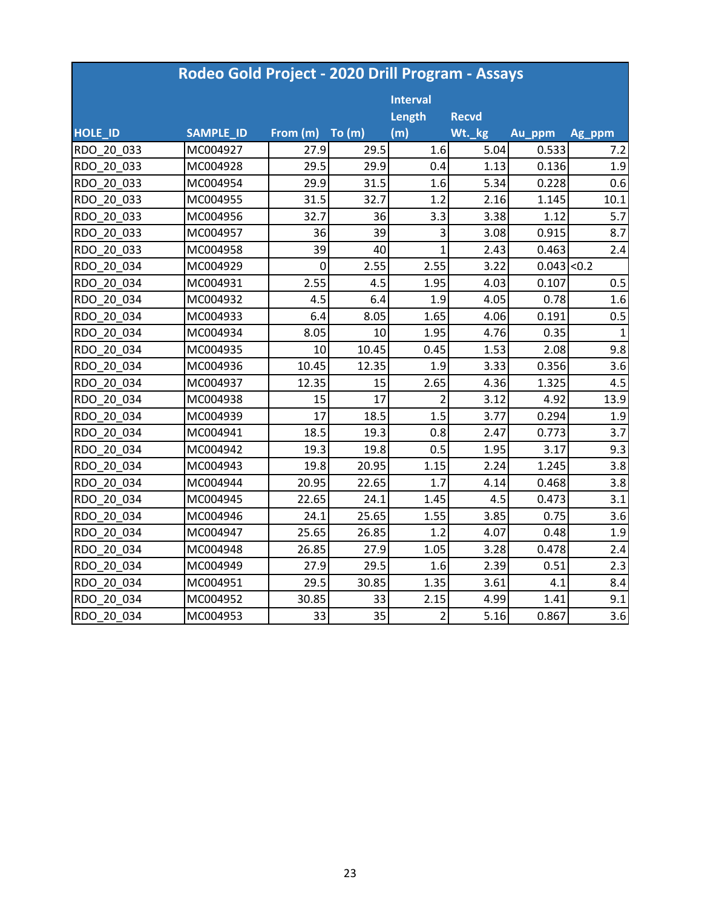| Rodeo Gold Project - 2020 Drill Program - Assays | | | | | | | |
|---|---|---|---|---|---|---|---|
| HOLE_ID | SAMPLE_ID | From (m) | To (m) | Interval Length (m) | Recvd Wt._kg | Au_ppm | Ag_ppm |
| RDO_20_033 | MC004927 | 27.9 | 29.5 | 1.6 | 5.04 | 0.533 | 7.2 |
| RDO_20_033 | MC004928 | 29.5 | 29.9 | 0.4 | 1.13 | 0.136 | 1.9 |
| RDO_20_033 | MC004954 | 29.9 | 31.5 | 1.6 | 5.34 | 0.228 | 0.6 |
| RDO_20_033 | MC004955 | 31.5 | 32.7 | 1.2 | 2.16 | 1.145 | 10.1 |
| RDO_20_033 | MC004956 | 32.7 | 36 | 3.3 | 3.38 | 1.12 | 5.7 |
| RDO_20_033 | MC004957 | 36 | 39 | 3 | 3.08 | 0.915 | 8.7 |
| RDO_20_033 | MC004958 | 39 | 40 | 1 | 2.43 | 0.463 | 2.4 |
| RDO_20_034 | MC004929 | 0 | 2.55 | 2.55 | 3.22 | 0.043 | <0.2 |
| RDO_20_034 | MC004931 | 2.55 | 4.5 | 1.95 | 4.03 | 0.107 | 0.5 |
| RDO_20_034 | MC004932 | 4.5 | 6.4 | 1.9 | 4.05 | 0.78 | 1.6 |
| RDO_20_034 | MC004933 | 6.4 | 8.05 | 1.65 | 4.06 | 0.191 | 0.5 |
| RDO_20_034 | MC004934 | 8.05 | 10 | 1.95 | 4.76 | 0.35 | 1 |
| RDO_20_034 | MC004935 | 10 | 10.45 | 0.45 | 1.53 | 2.08 | 9.8 |
| RDO_20_034 | MC004936 | 10.45 | 12.35 | 1.9 | 3.33 | 0.356 | 3.6 |
| RDO_20_034 | MC004937 | 12.35 | 15 | 2.65 | 4.36 | 1.325 | 4.5 |
| RDO_20_034 | MC004938 | 15 | 17 | 2 | 3.12 | 4.92 | 13.9 |
| RDO_20_034 | MC004939 | 17 | 18.5 | 1.5 | 3.77 | 0.294 | 1.9 |
| RDO_20_034 | MC004941 | 18.5 | 19.3 | 0.8 | 2.47 | 0.773 | 3.7 |
| RDO_20_034 | MC004942 | 19.3 | 19.8 | 0.5 | 1.95 | 3.17 | 9.3 |
| RDO_20_034 | MC004943 | 19.8 | 20.95 | 1.15 | 2.24 | 1.245 | 3.8 |
| RDO_20_034 | MC004944 | 20.95 | 22.65 | 1.7 | 4.14 | 0.468 | 3.8 |
| RDO_20_034 | MC004945 | 22.65 | 24.1 | 1.45 | 4.5 | 0.473 | 3.1 |
| RDO_20_034 | MC004946 | 24.1 | 25.65 | 1.55 | 3.85 | 0.75 | 3.6 |
| RDO_20_034 | MC004947 | 25.65 | 26.85 | 1.2 | 4.07 | 0.48 | 1.9 |
| RDO_20_034 | MC004948 | 26.85 | 27.9 | 1.05 | 3.28 | 0.478 | 2.4 |
| RDO_20_034 | MC004949 | 27.9 | 29.5 | 1.6 | 2.39 | 0.51 | 2.3 |
| RDO_20_034 | MC004951 | 29.5 | 30.85 | 1.35 | 3.61 | 4.1 | 8.4 |
| RDO_20_034 | MC004952 | 30.85 | 33 | 2.15 | 4.99 | 1.41 | 9.1 |
| RDO_20_034 | MC004953 | 33 | 35 | 2 | 5.16 | 0.867 | 3.6 |